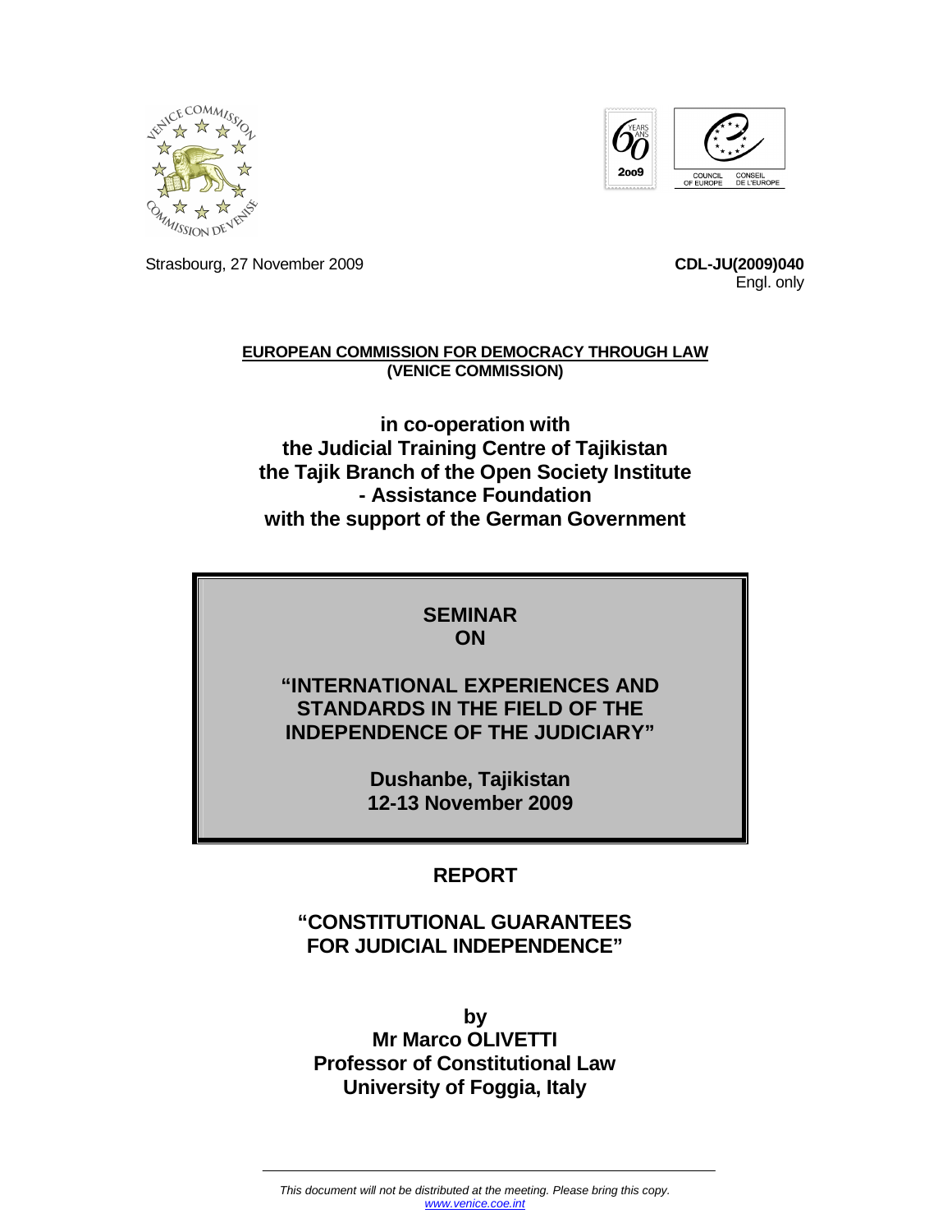Strasbourg, 27 November 2009

**CDL-JU(2009)040**
Engl. only

**EUROPEAN COMMISSION FOR DEMOCRACY THROUGH LAW**
**(VENICE COMMISSION)**

**in co-operation with**
**the Judicial Training Centre of Tajikistan**
**the Tajik Branch of the Open Society Institute**
**- Assistance Foundation**
**with the support of the German Government**

**SEMINAR**
**ON**

**"INTERNATIONAL EXPERIENCES AND STANDARDS IN THE FIELD OF THE INDEPENDENCE OF THE JUDICIARY"**

**Dushanbe, Tajikistan**
**12-13 November 2009**

# REPORT

## "CONSTITUTIONAL GUARANTEES FOR JUDICIAL INDEPENDENCE"

**by**
**Mr Marco OLIVETTI**
**Professor of Constitutional Law**
**University of Foggia, Italy**

*This document will not be distributed at the meeting. Please bring this copy.*
*www.venice.coe.int*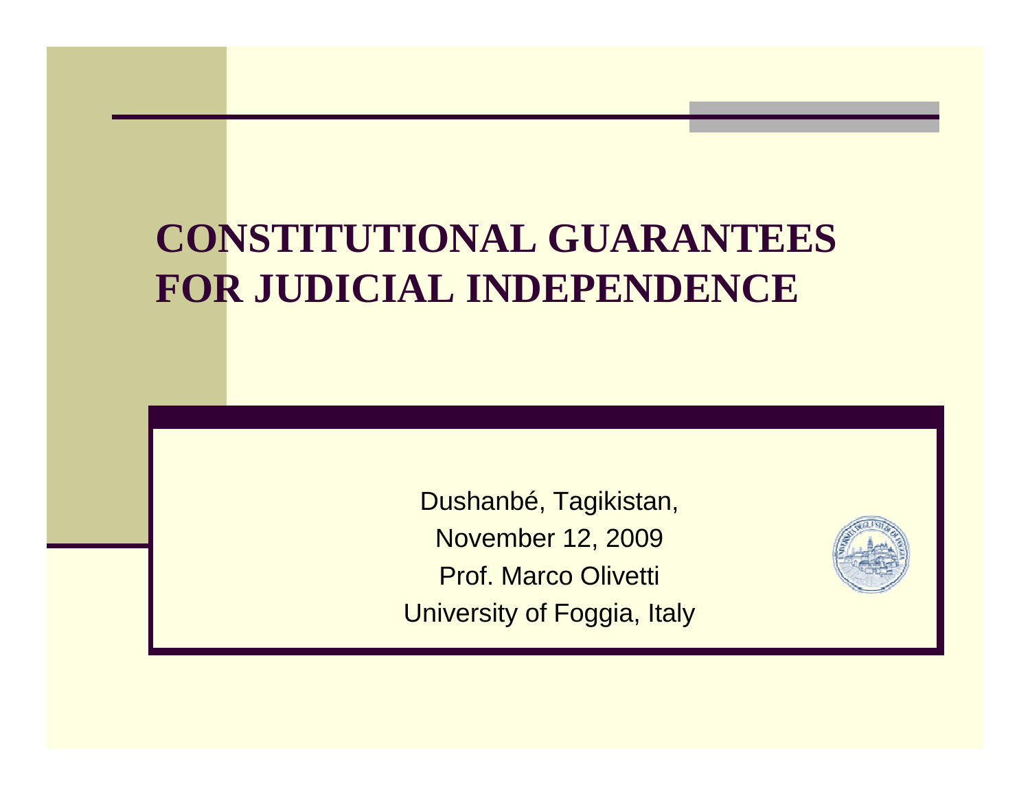# CONSTITUTIONAL GUARANTEES FOR JUDICIAL INDEPENDENCE

Dushanbé, Tagikistan,

November 12, 2009

Prof. Marco Olivetti

University of Foggia, Italy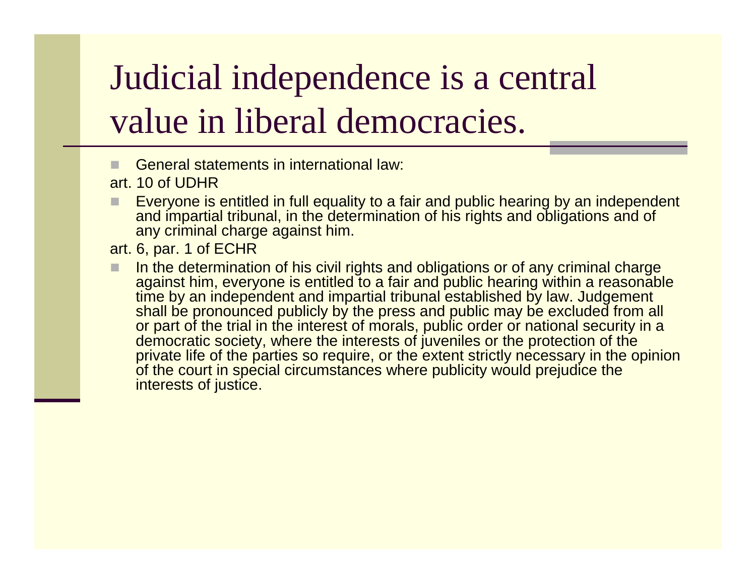# Judicial independence is a central value in liberal democracies.

- General statements in international law:

art. 10 of UDHR

- Everyone is entitled in full equality to a fair and public hearing by an independent and impartial tribunal, in the determination of his rights and obligations and of any criminal charge against him.

art. 6, par. 1 of ECHR

- In the determination of his civil rights and obligations or of any criminal charge against him, everyone is entitled to a fair and public hearing within a reasonable time by an independent and impartial tribunal established by law. Judgement shall be pronounced publicly by the press and public may be excluded from all or part of the trial in the interest of morals, public order or national security in a democratic society, where the interests of juveniles or the protection of the private life of the parties so require, or the extent strictly necessary in the opinion of the court in special circumstances where publicity would prejudice the interests of justice.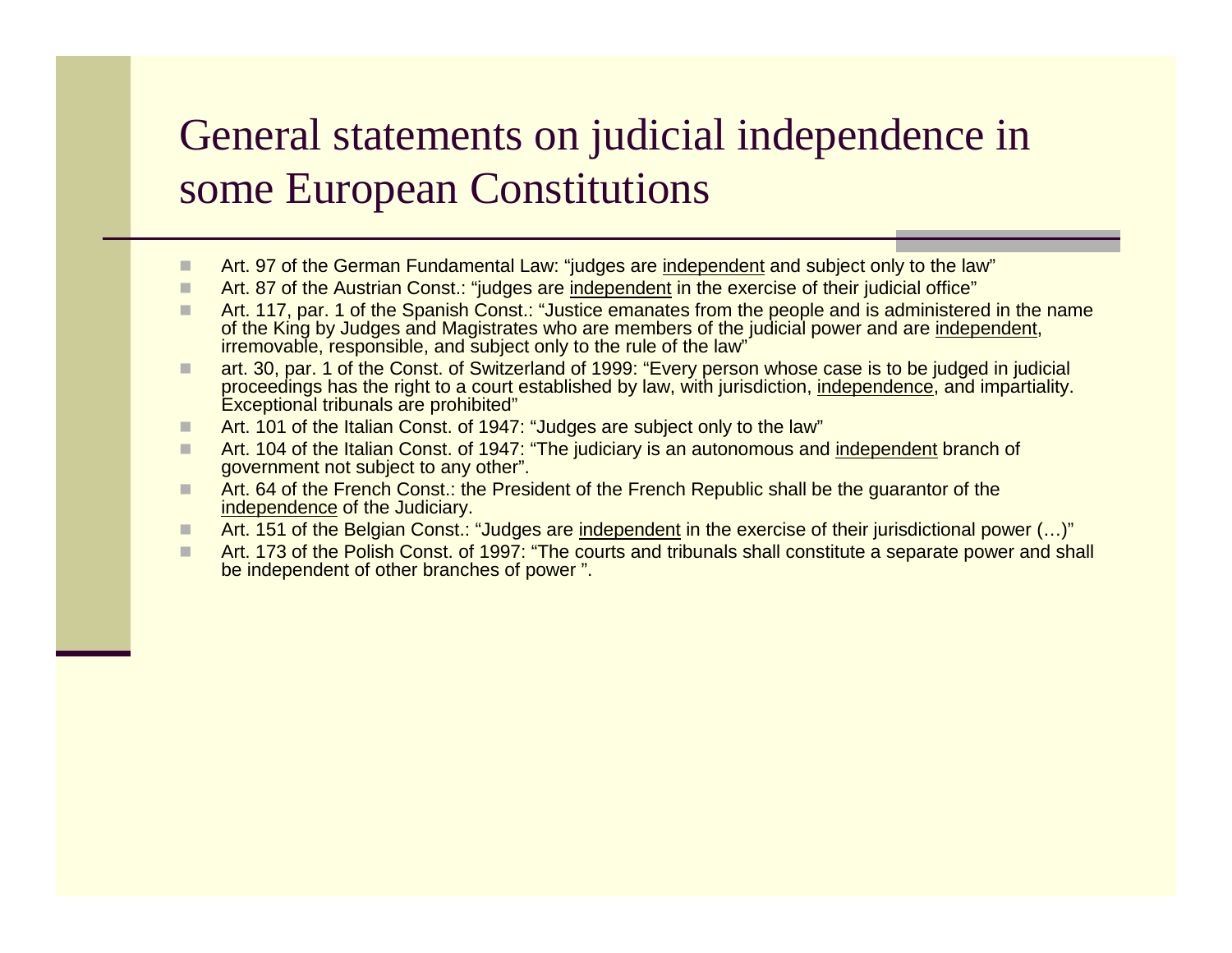# General statements on judicial independence in some European Constitutions

- Art. 97 of the German Fundamental Law: “judges are <u>independent</u> and subject only to the law”
- Art. 87 of the Austrian Const.: “judges are <u>independent</u> in the exercise of their judicial office”
- Art. 117, par. 1 of the Spanish Const.: “Justice emanates from the people and is administered in the name of the King by Judges and Magistrates who are members of the judicial power and are <u>independent</u>, irremovable, responsible, and subject only to the rule of the law”
- art. 30, par. 1 of the Const. of Switzerland of 1999: “Every person whose case is to be judged in judicial proceedings has the right to a court established by law, with jurisdiction, <u>independence</u>, and impartiality. Exceptional tribunals are prohibited”
- Art. 101 of the Italian Const. of 1947: “Judges are subject only to the law”
- Art. 104 of the Italian Const. of 1947: “The judiciary is an autonomous and <u>independent</u> branch of government not subject to any other”.
- Art. 64 of the French Const.: the President of the French Republic shall be the guarantor of the <u>independence</u> of the Judiciary.
- Art. 151 of the Belgian Const.: “Judges are <u>independent</u> in the exercise of their jurisdictional power (…)”
- Art. 173 of the Polish Const. of 1997: “The courts and tribunals shall constitute a separate power and shall be independent of other branches of power ”.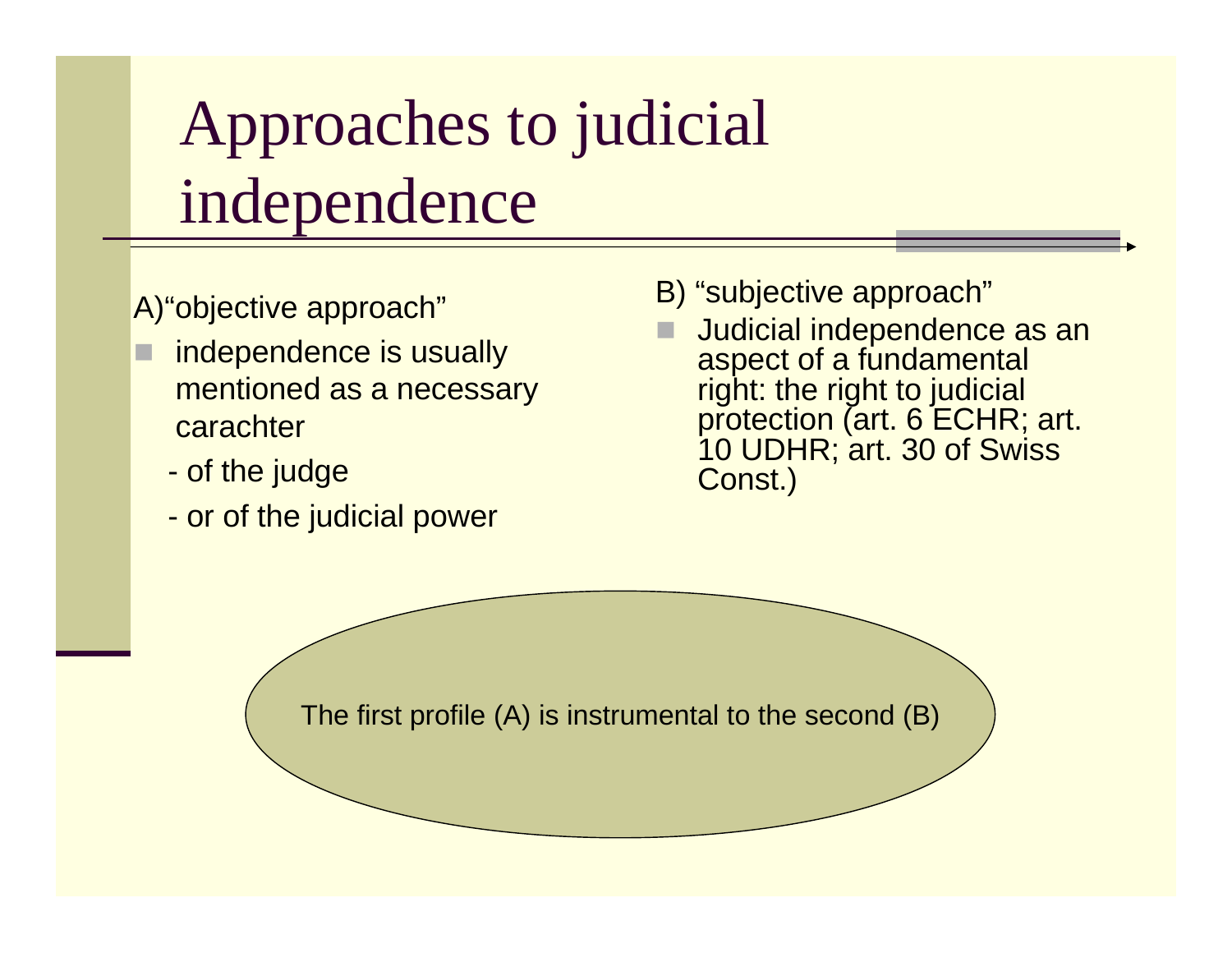# Approaches to judicial independence

A)"objective approach"

- independence is usually mentioned as a necessary carachter
  - of the judge
  - or of the judicial power

B) "subjective approach"

- Judicial independence as an aspect of a fundamental right: the right to judicial protection (art. 6 ECHR; art. 10 UDHR; art. 30 of Swiss Const.)

The first profile (A) is instrumental to the second (B)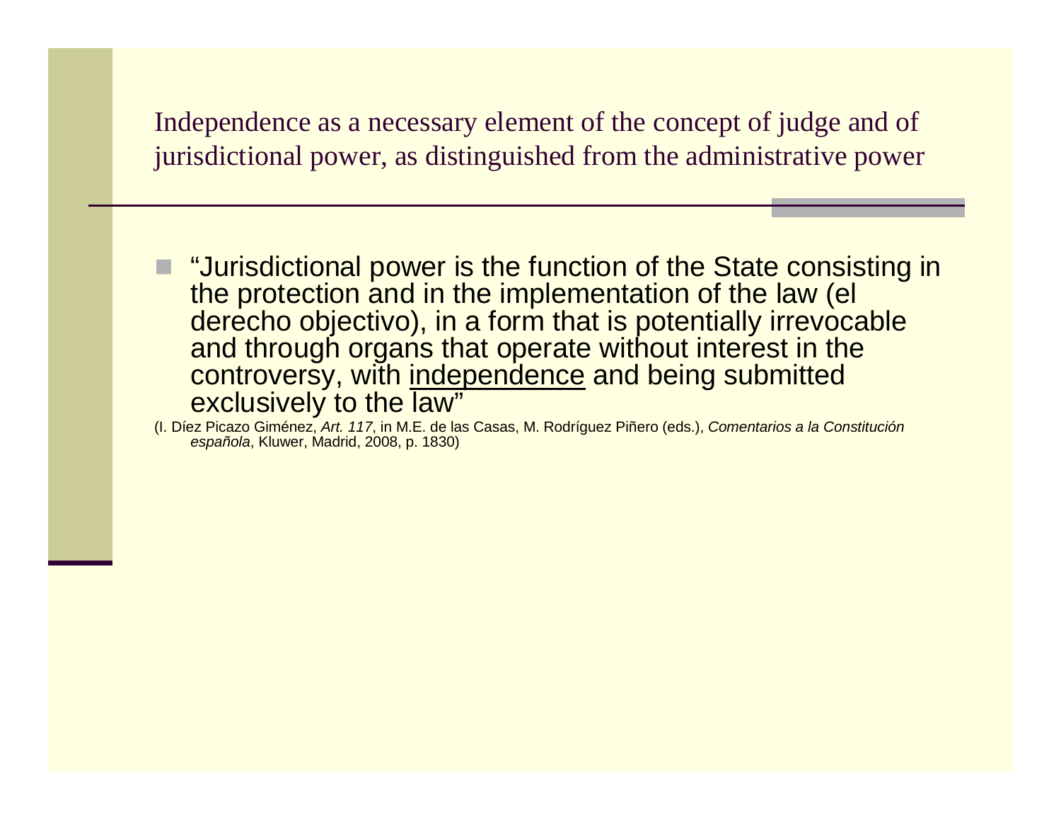## Independence as a necessary element of the concept of judge and of jurisdictional power, as distinguished from the administrative power

- "Jurisdictional power is the function of the State consisting in the protection and in the implementation of the law (el derecho objectivo), in a form that is potentially irrevocable and through organs that operate without interest in the controversy, with <u>independence</u> and being submitted exclusively to the law"

(I. Díez Picazo Giménez, *Art. 117*, in M.E. de las Casas, M. Rodríguez Piñero (eds.), *Comentarios a la Constitución española*, Kluwer, Madrid, 2008, p. 1830)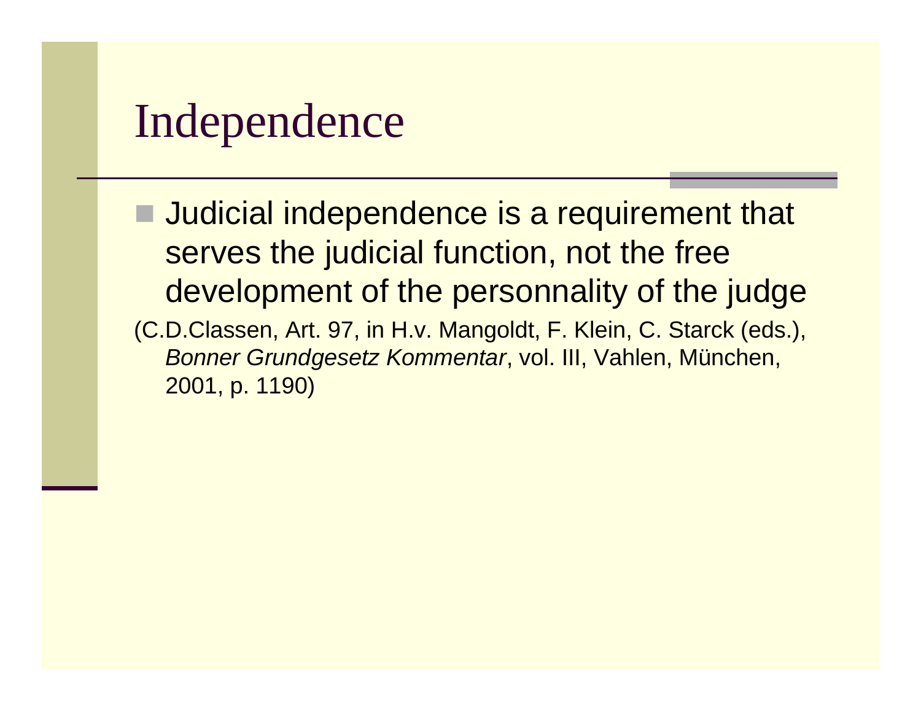# Independence

- Judicial independence is a requirement that serves the judicial function, not the free development of the personnality of the judge

(C.D.Classen, Art. 97, in H.v. Mangoldt, F. Klein, C. Starck (eds.), *Bonner Grundgesetz Kommentar*, vol. III, Vahlen, München, 2001, p. 1190)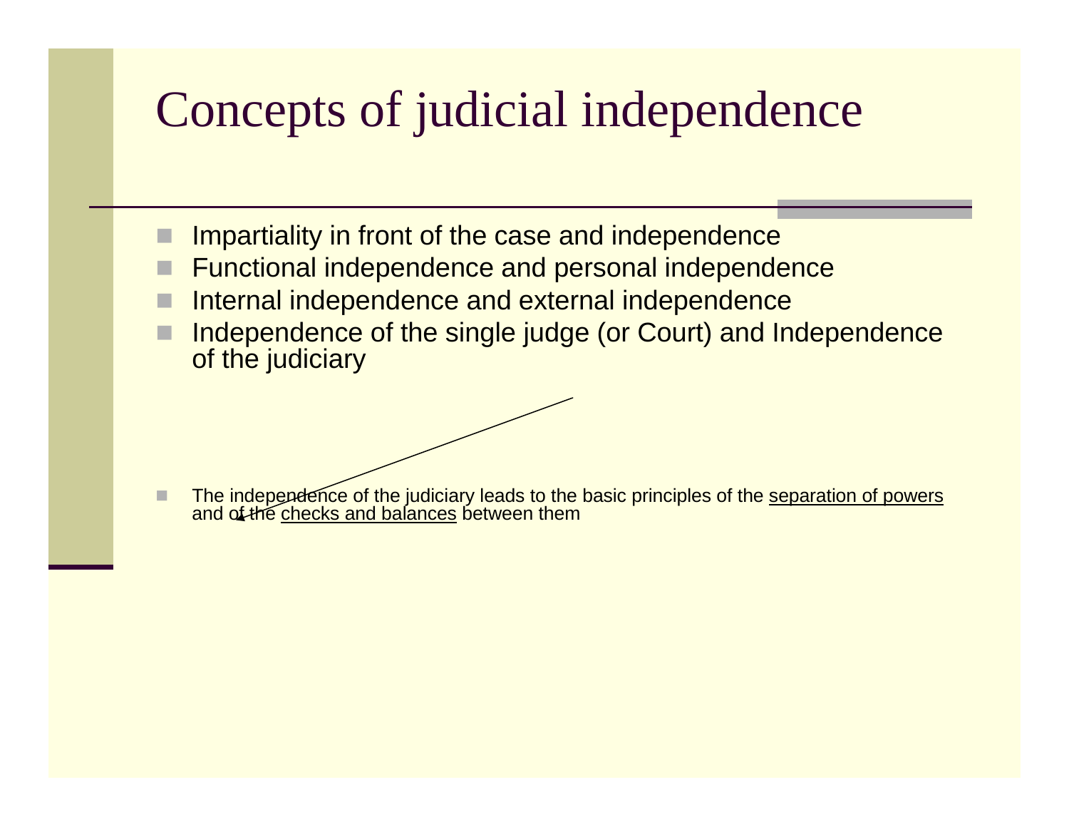# Concepts of judicial independence

- Impartiality in front of the case and independence
- Functional independence and personal independence
- Internal independence and external independence
- Independence of the single judge (or Court) and Independence of the judiciary

- The independence of the judiciary leads to the basic principles of the separation of powers and of the checks and balances between them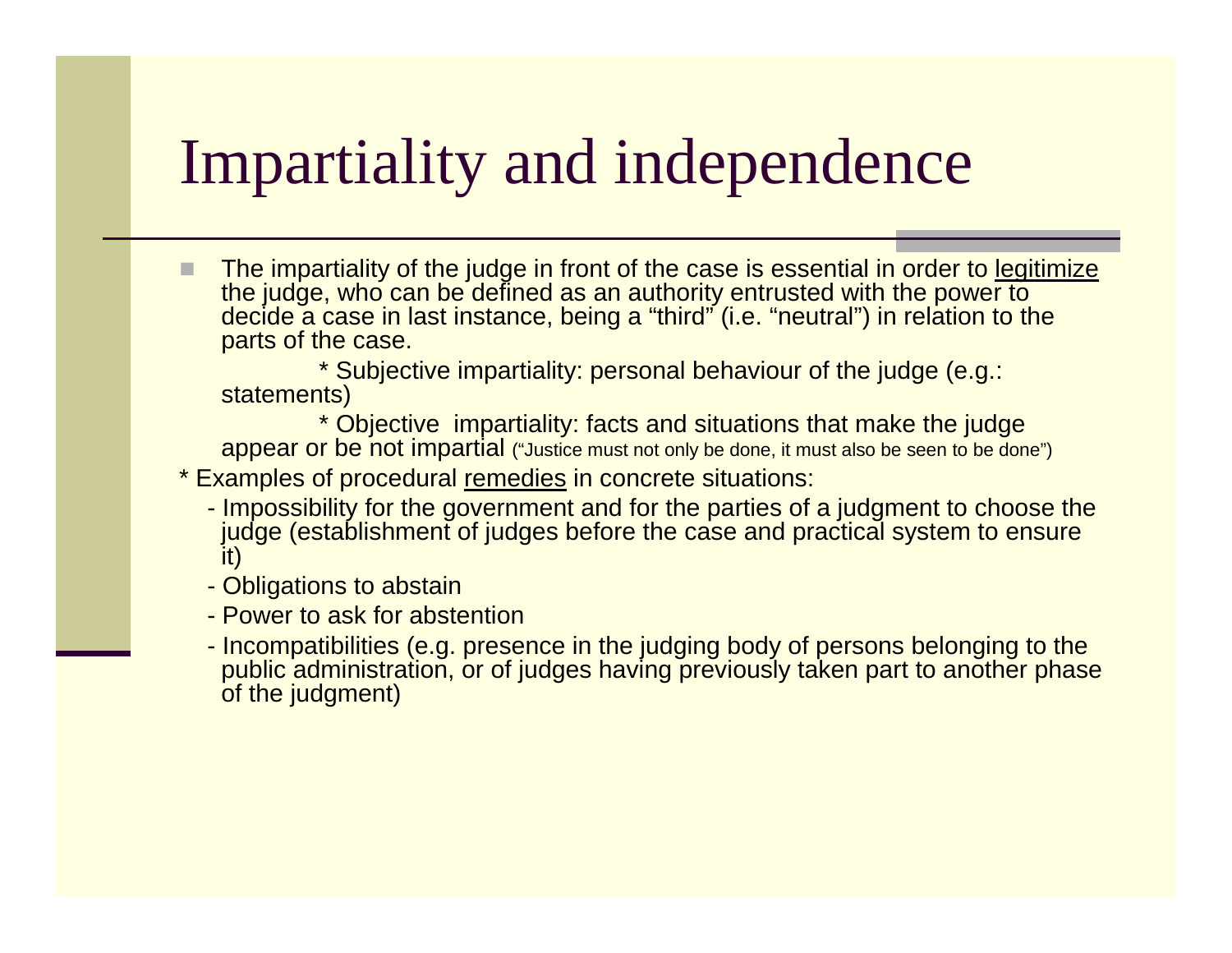# Impartiality and independence

- The impartiality of the judge in front of the case is essential in order to <u>legitimize</u> the judge, who can be defined as an authority entrusted with the power to decide a case in last instance, being a "third" (i.e. "neutral") in relation to the parts of the case.

  * Subjective impartiality: personal behaviour of the judge (e.g.: statements)

  * Objective impartiality: facts and situations that make the judge appear or be not impartial ("Justice must not only be done, it must also be seen to be done")

* Examples of procedural <u>remedies</u> in concrete situations:

  - Impossibility for the government and for the parties of a judgment to choose the judge (establishment of judges before the case and practical system to ensure it)
  - Obligations to abstain
  - Power to ask for abstention
  - Incompatibilities (e.g. presence in the judging body of persons belonging to the public administration, or of judges having previously taken part to another phase of the judgment)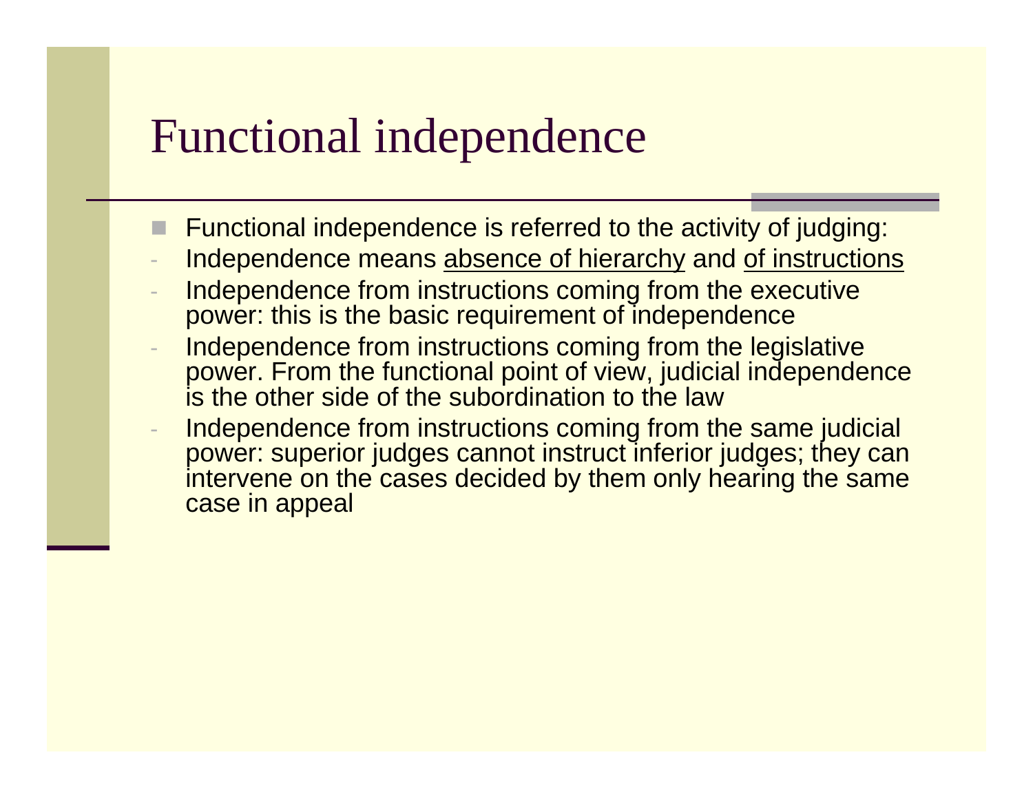# Functional independence

- Functional independence is referred to the activity of judging:
  - Independence means <u>absence of hierarchy</u> and <u>of instructions</u>
  - Independence from instructions coming from the executive power: this is the basic requirement of independence
  - Independence from instructions coming from the legislative power. From the functional point of view, judicial independence is the other side of the subordination to the law
  - Independence from instructions coming from the same judicial power: superior judges cannot instruct inferior judges; they can intervene on the cases decided by them only hearing the same case in appeal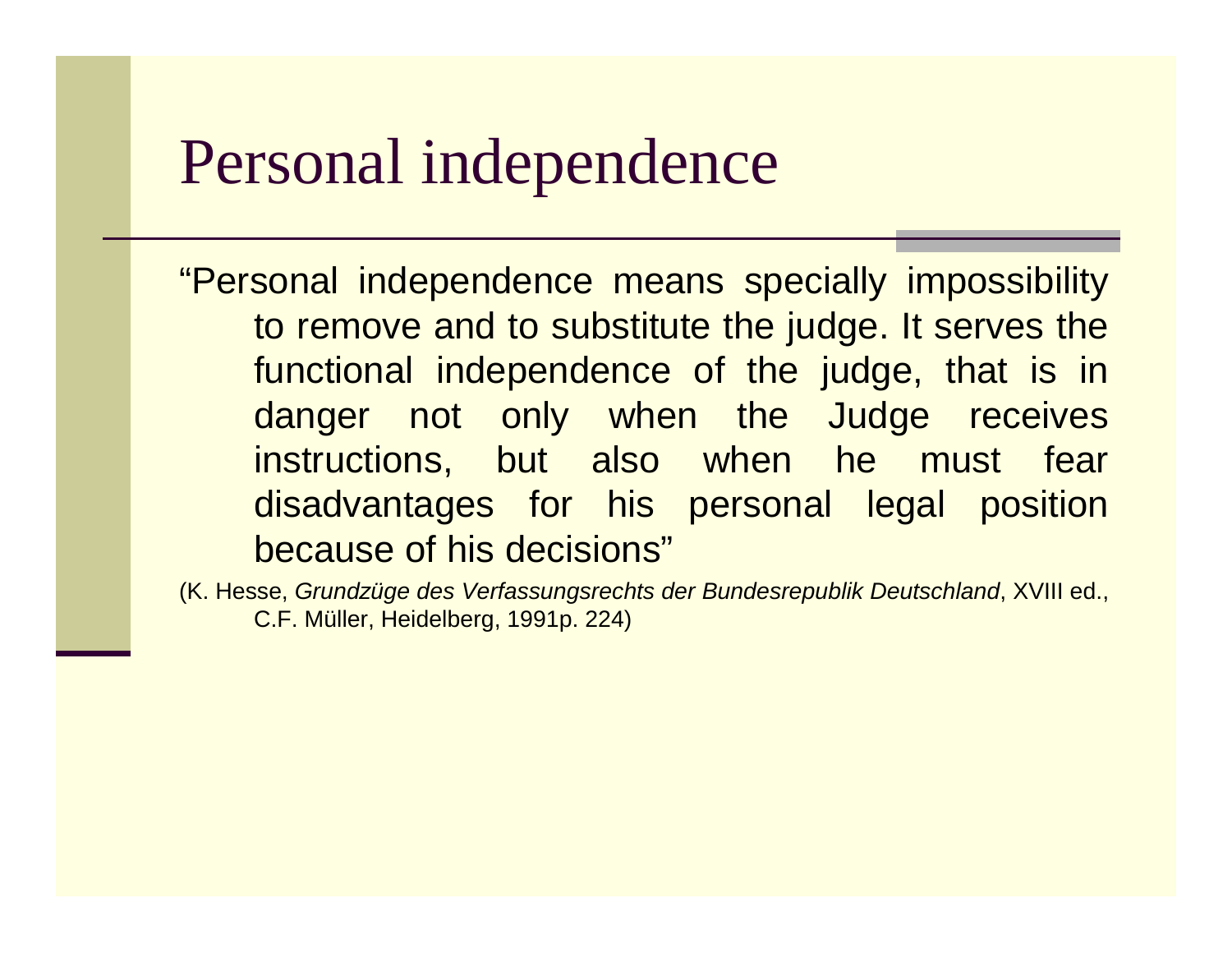# Personal independence

"Personal independence means specially impossibility to remove and to substitute the judge. It serves the functional independence of the judge, that is in danger not only when the Judge receives instructions, but also when he must fear disadvantages for his personal legal position because of his decisions"

(K. Hesse, *Grundzüge des Verfassungsrechts der Bundesrepublik Deutschland*, XVIII ed., C.F. Müller, Heidelberg, 1991p. 224)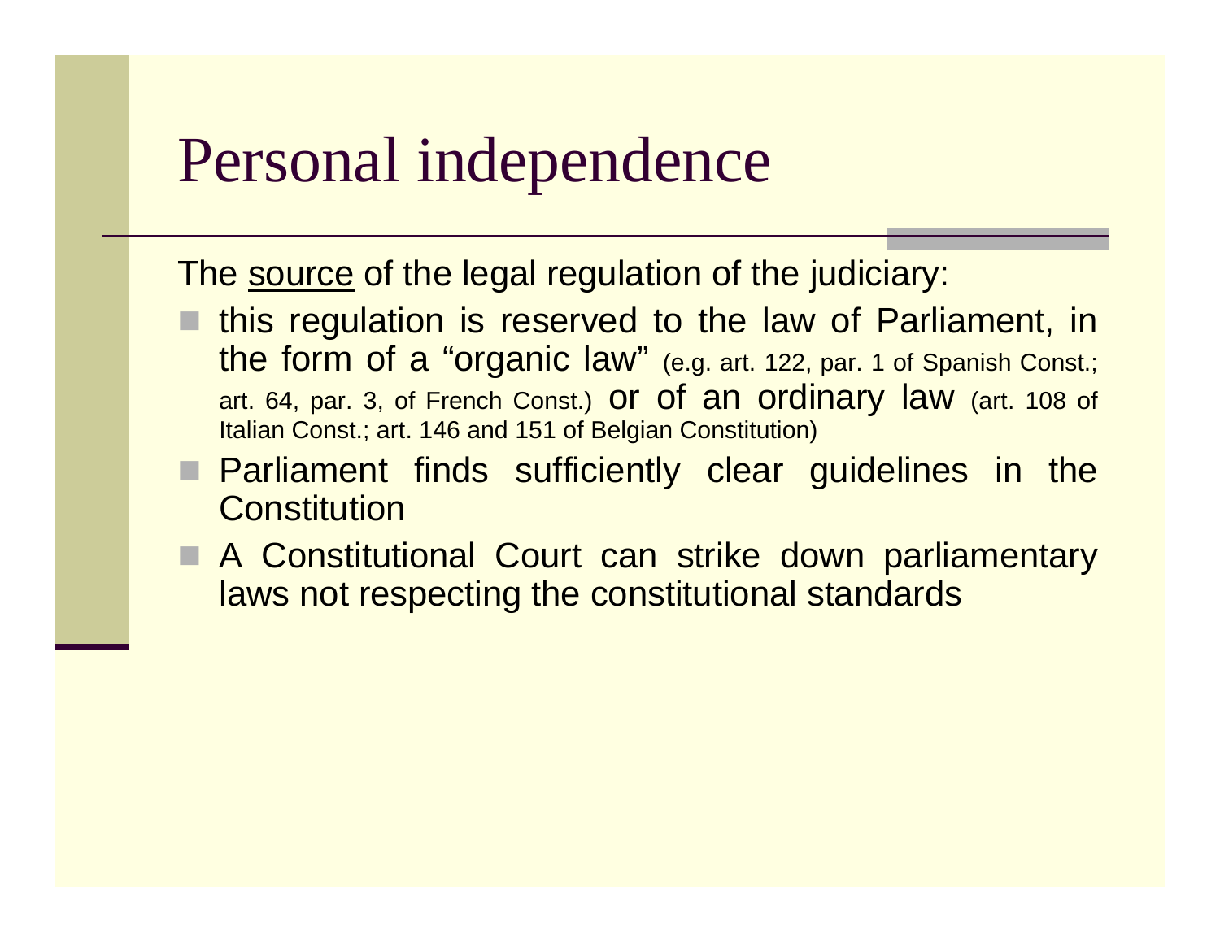# Personal independence

The <u>source</u> of the legal regulation of the judiciary:

- this regulation is reserved to the law of Parliament, in the form of a "organic law" (e.g. art. 122, par. 1 of Spanish Const.; art. 64, par. 3, of French Const.) or of an ordinary law (art. 108 of Italian Const.; art. 146 and 151 of Belgian Constitution)
- Parliament finds sufficiently clear guidelines in the Constitution
- A Constitutional Court can strike down parliamentary laws not respecting the constitutional standards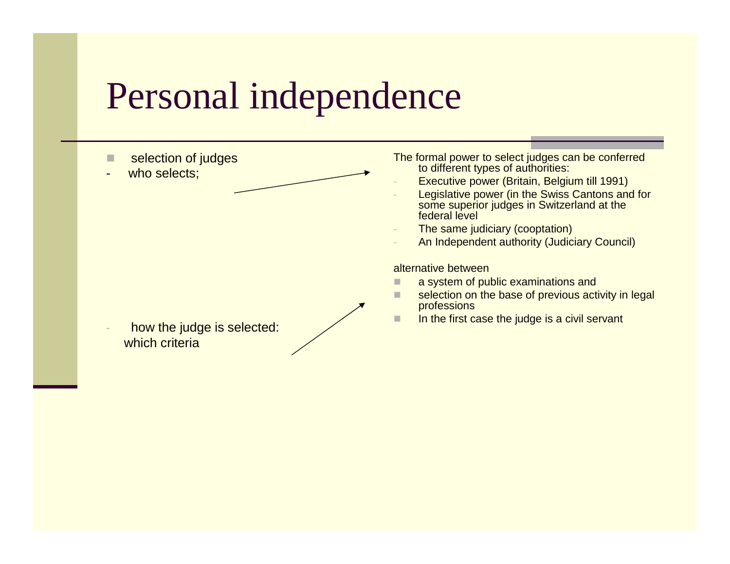# Personal independence

- selection of judges
- who selects;

The formal power to select judges can be conferred to different types of authorities:

- Executive power (Britain, Belgium till 1991)
- Legislative power (in the Swiss Cantons and for some superior judges in Switzerland at the federal level
- The same judiciary (cooptation)
- An Independent authority (Judiciary Council)

- how the judge is selected: which criteria

alternative between

- a system of public examinations and
- selection on the base of previous activity in legal professions
- In the first case the judge is a civil servant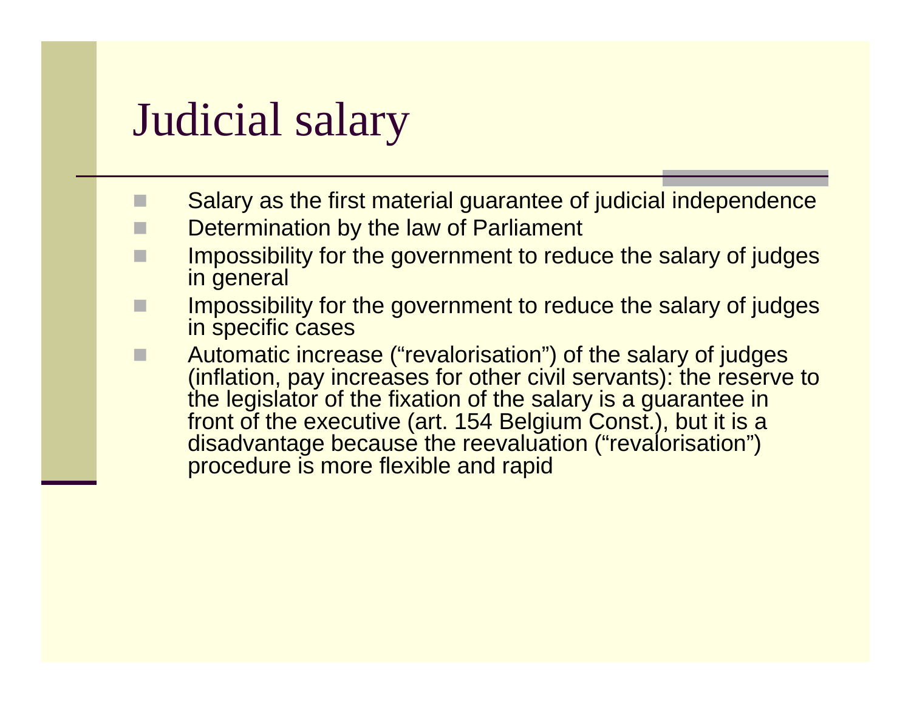# Judicial salary

- Salary as the first material guarantee of judicial independence
- Determination by the law of Parliament
- Impossibility for the government to reduce the salary of judges in general
- Impossibility for the government to reduce the salary of judges in specific cases
- Automatic increase (“revalorisation”) of the salary of judges (inflation, pay increases for other civil servants): the reserve to the legislator of the fixation of the salary is a guarantee in front of the executive (art. 154 Belgium Const.), but it is a disadvantage because the reevaluation (“revalorisation”) procedure is more flexible and rapid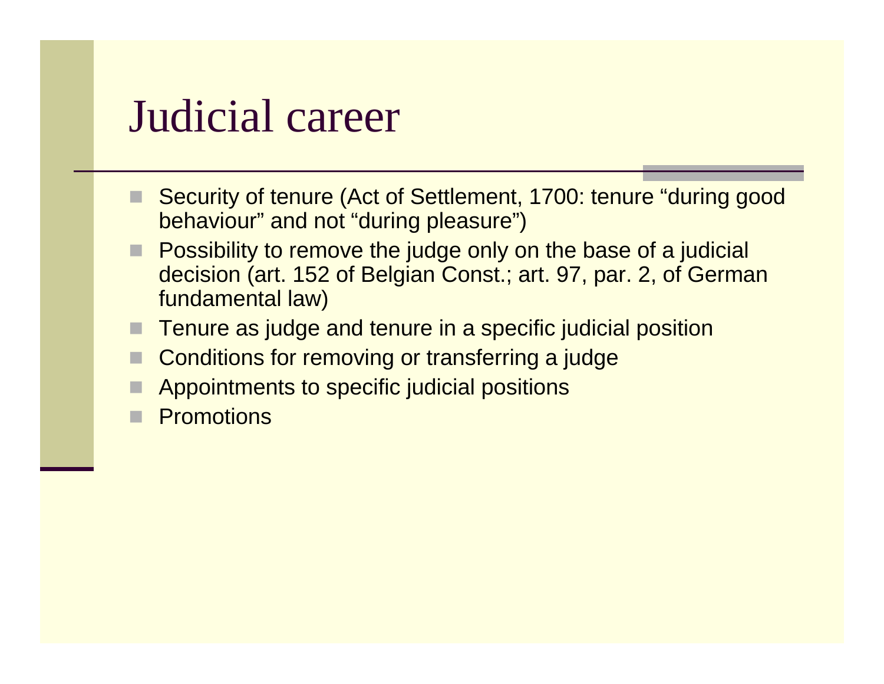# Judicial career

- Security of tenure (Act of Settlement, 1700: tenure "during good behaviour" and not "during pleasure")
- Possibility to remove the judge only on the base of a judicial decision (art. 152 of Belgian Const.; art. 97, par. 2, of German fundamental law)
- Tenure as judge and tenure in a specific judicial position
- Conditions for removing or transferring a judge
- Appointments to specific judicial positions
- Promotions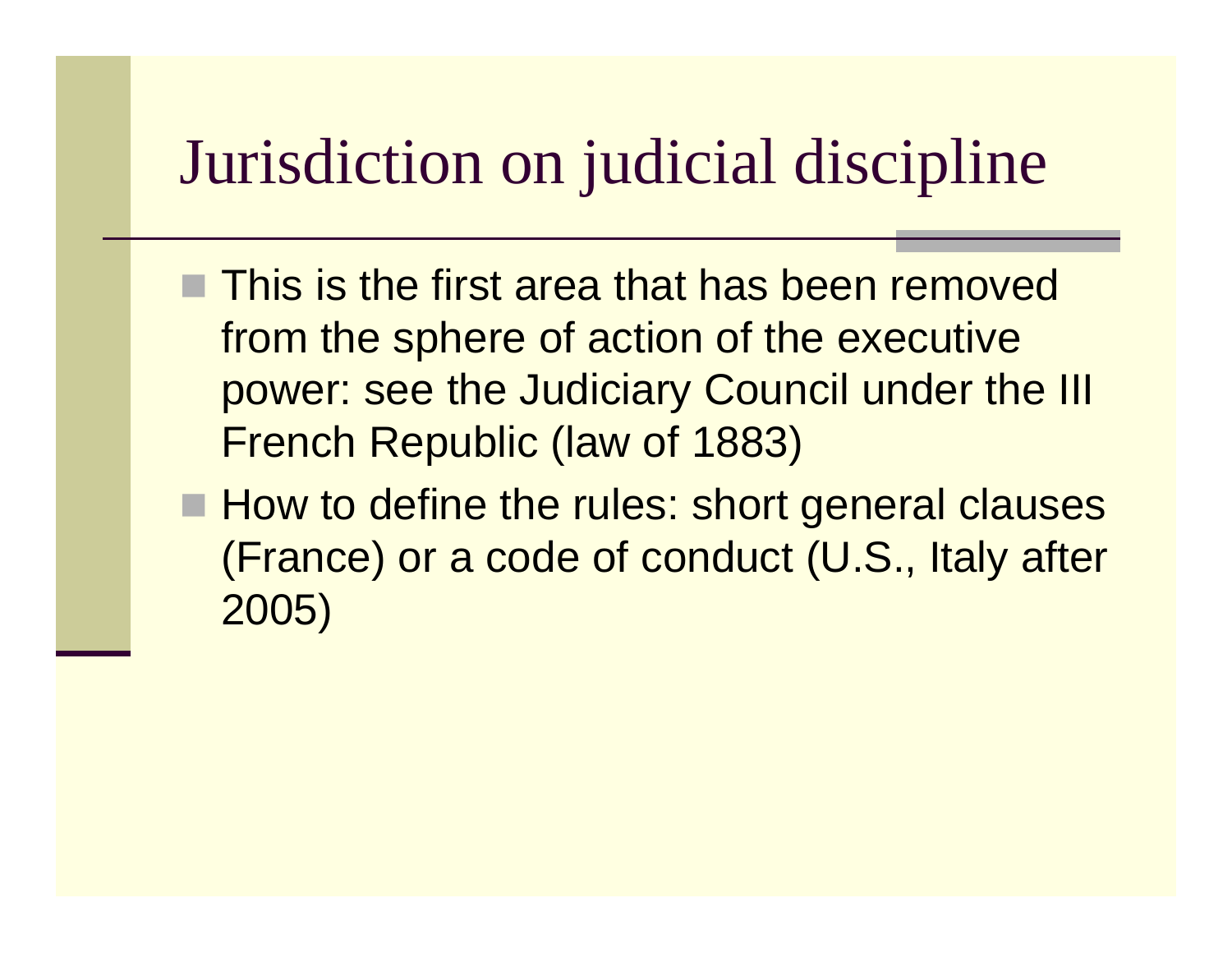# Jurisdiction on judicial discipline

- This is the first area that has been removed from the sphere of action of the executive power: see the Judiciary Council under the III French Republic (law of 1883)
- How to define the rules: short general clauses (France) or a code of conduct (U.S., Italy after 2005)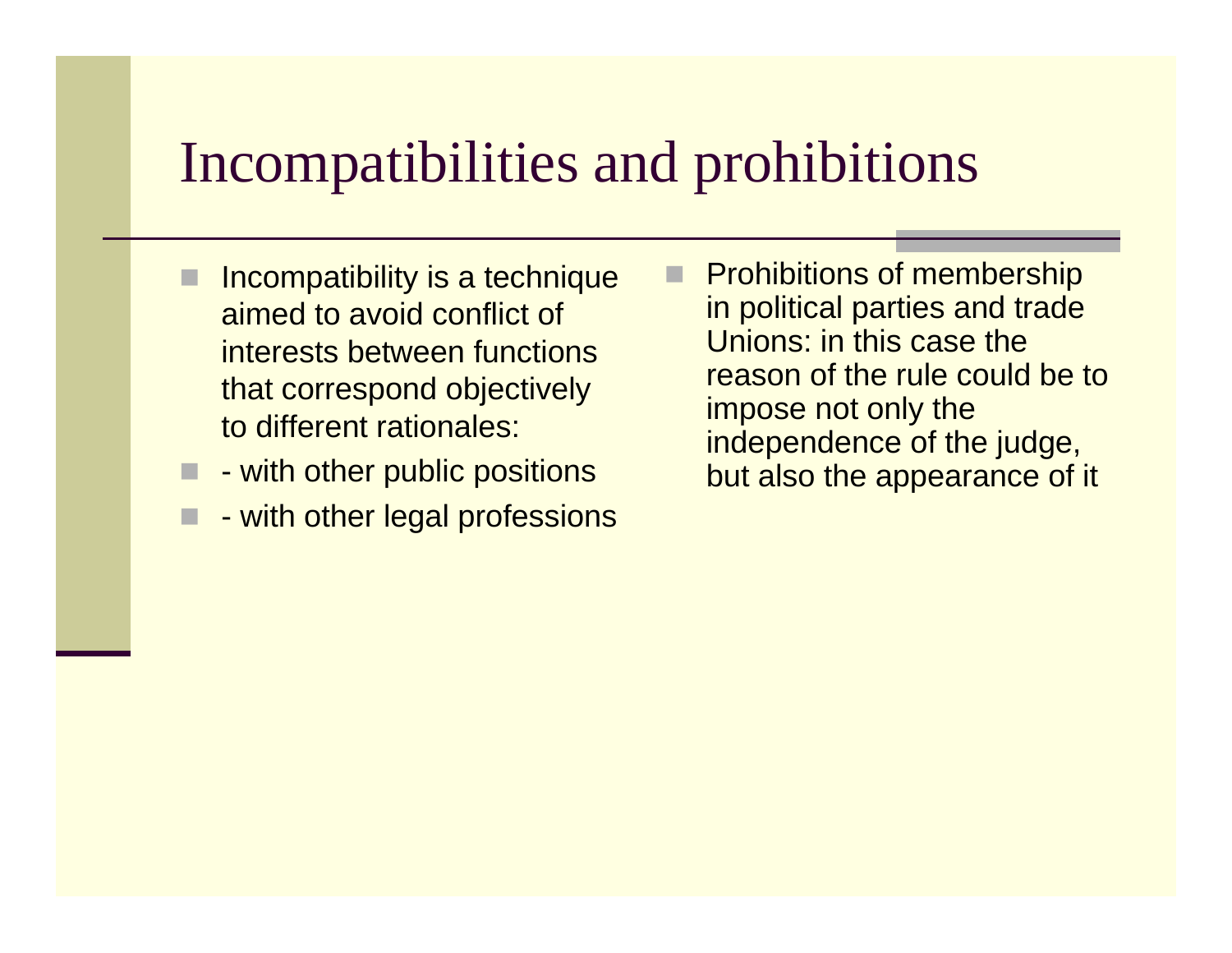# Incompatibilities and prohibitions

- Incompatibility is a technique aimed to avoid conflict of interests between functions that correspond objectively to different rationales:
- - with other public positions
- - with other legal professions

- Prohibitions of membership in political parties and trade Unions: in this case the reason of the rule could be to impose not only the independence of the judge, but also the appearance of it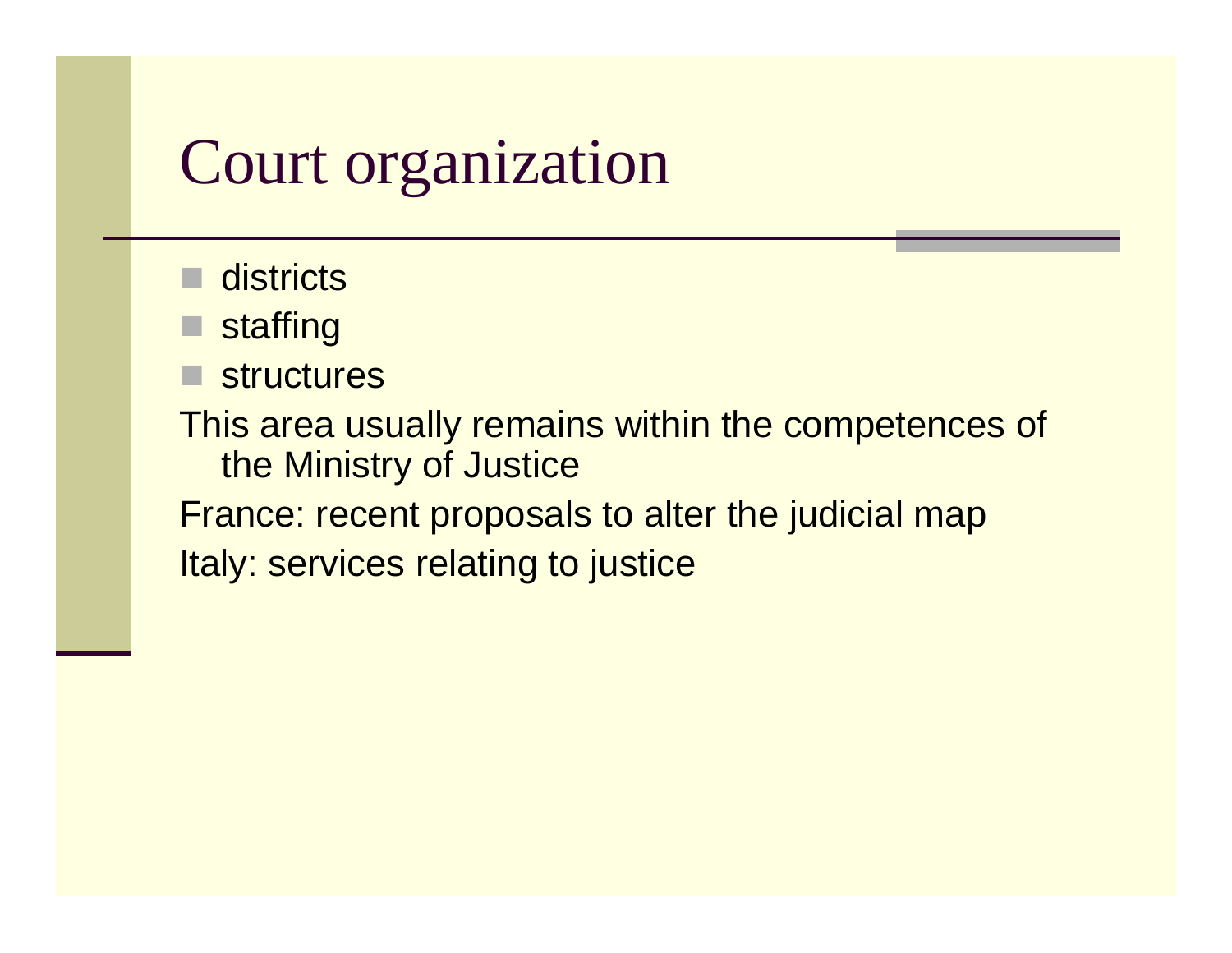# Court organization

- districts
- staffing
- structures

This area usually remains within the competences of the Ministry of Justice

France: recent proposals to alter the judicial map

Italy: services relating to justice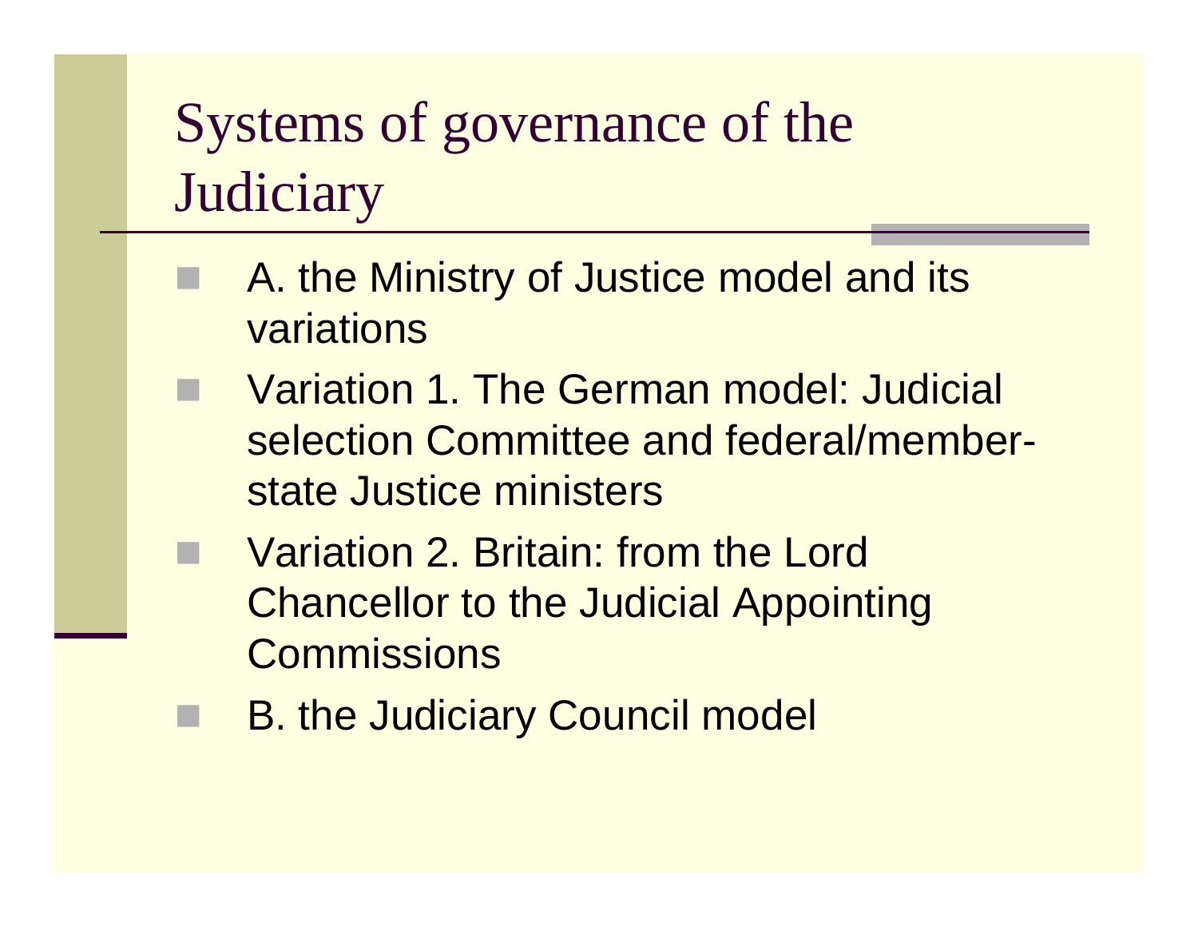# Systems of governance of the Judiciary

- A. the Ministry of Justice model and its variations
- Variation 1. The German model: Judicial selection Committee and federal/member-state Justice ministers
- Variation 2. Britain: from the Lord Chancellor to the Judicial Appointing Commissions
- B. the Judiciary Council model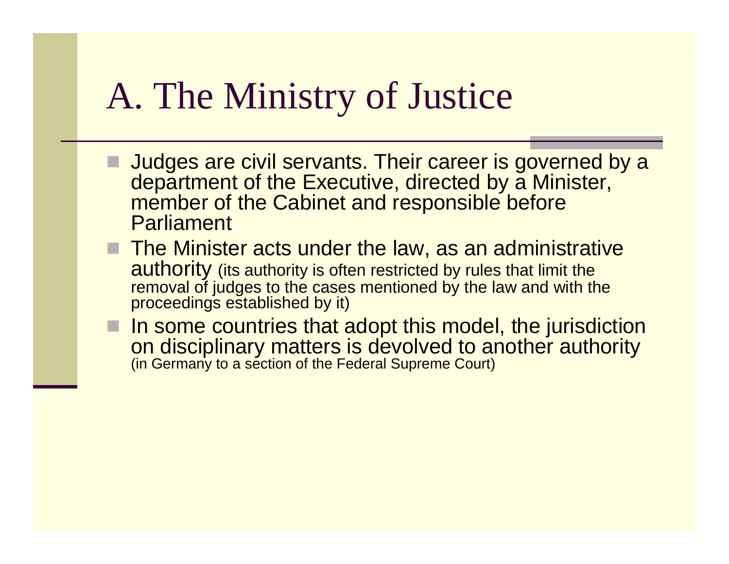# A. The Ministry of Justice

- Judges are civil servants. Their career is governed by a department of the Executive, directed by a Minister, member of the Cabinet and responsible before Parliament
- The Minister acts under the law, as an administrative authority (its authority is often restricted by rules that limit the removal of judges to the cases mentioned by the law and with the proceedings established by it)
- In some countries that adopt this model, the jurisdiction on disciplinary matters is devolved to another authority (in Germany to a section of the Federal Supreme Court)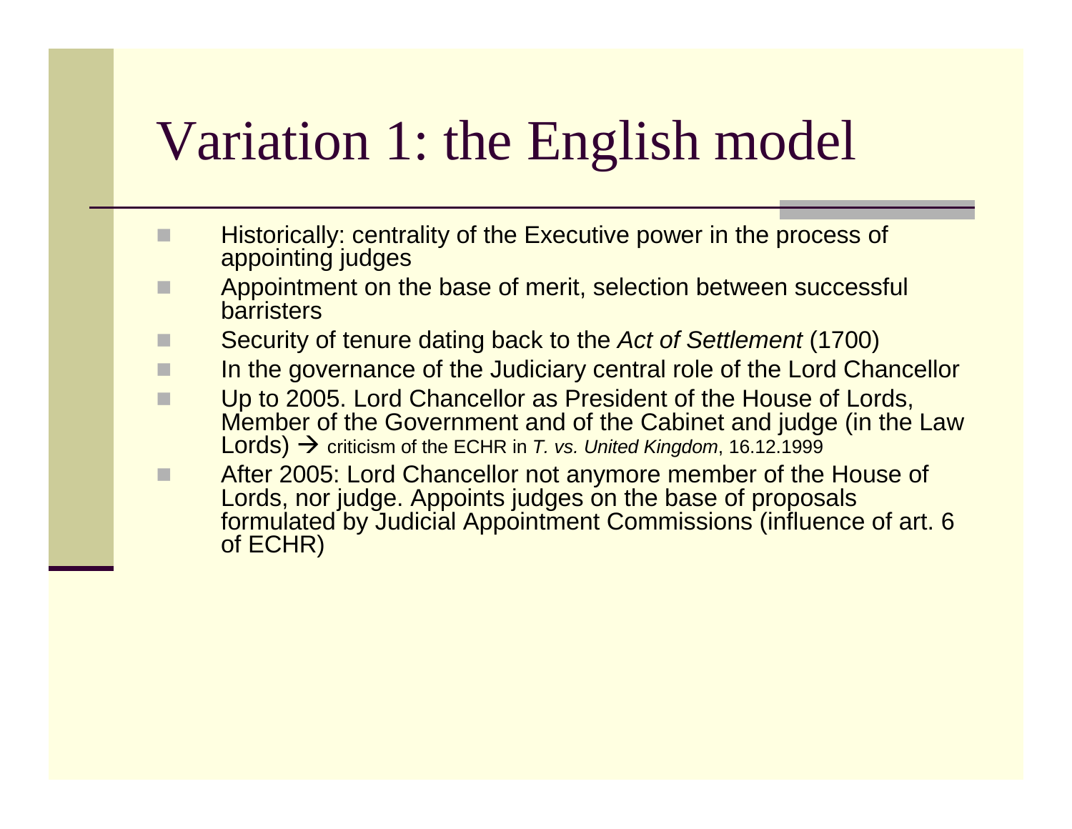# Variation 1: the English model

- Historically: centrality of the Executive power in the process of appointing judges
- Appointment on the base of merit, selection between successful barristers
- Security of tenure dating back to the *Act of Settlement* (1700)
- In the governance of the Judiciary central role of the Lord Chancellor
- Up to 2005. Lord Chancellor as President of the House of Lords, Member of the Government and of the Cabinet and judge (in the Law Lords) → criticism of the ECHR in *T. vs. United Kingdom*, 16.12.1999
- After 2005: Lord Chancellor not anymore member of the House of Lords, nor judge. Appoints judges on the base of proposals formulated by Judicial Appointment Commissions (influence of art. 6 of ECHR)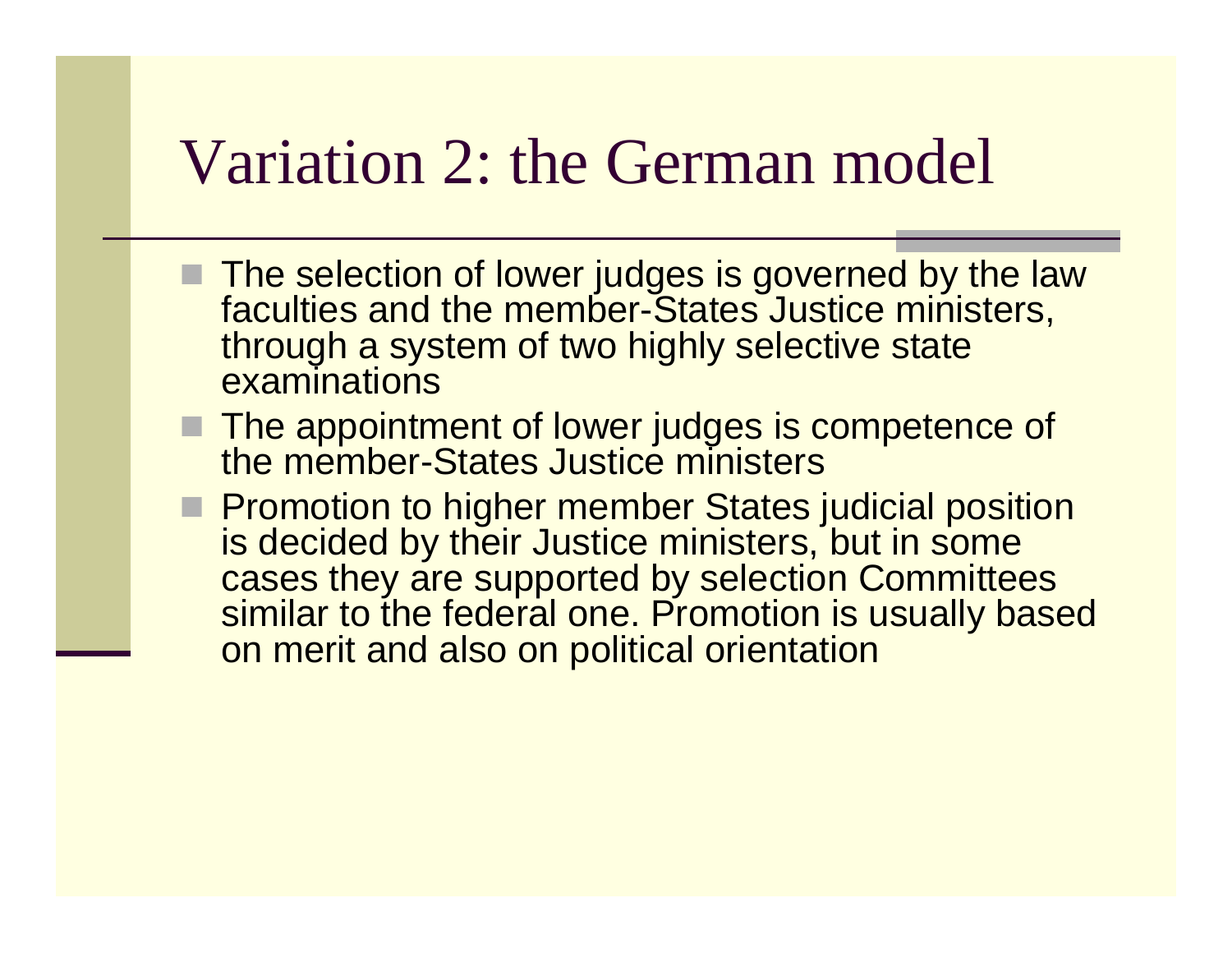# Variation 2: the German model

- The selection of lower judges is governed by the law faculties and the member-States Justice ministers, through a system of two highly selective state examinations
- The appointment of lower judges is competence of the member-States Justice ministers
- Promotion to higher member States judicial position is decided by their Justice ministers, but in some cases they are supported by selection Committees similar to the federal one. Promotion is usually based on merit and also on political orientation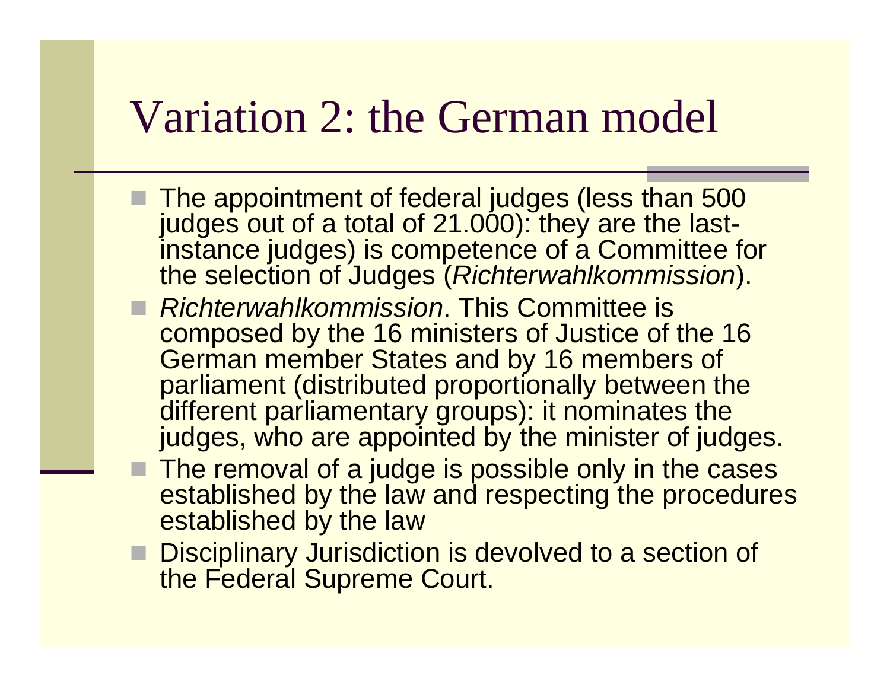# Variation 2: the German model

- The appointment of federal judges (less than 500 judges out of a total of 21.000): they are the last-instance judges) is competence of a Committee for the selection of Judges (*Richterwahlkommission*).
- *Richterwahlkommission*. This Committee is composed by the 16 ministers of Justice of the 16 German member States and by 16 members of parliament (distributed proportionally between the different parliamentary groups): it nominates the judges, who are appointed by the minister of judges.
- The removal of a judge is possible only in the cases established by the law and respecting the procedures established by the law
- Disciplinary Jurisdiction is devolved to a section of the Federal Supreme Court.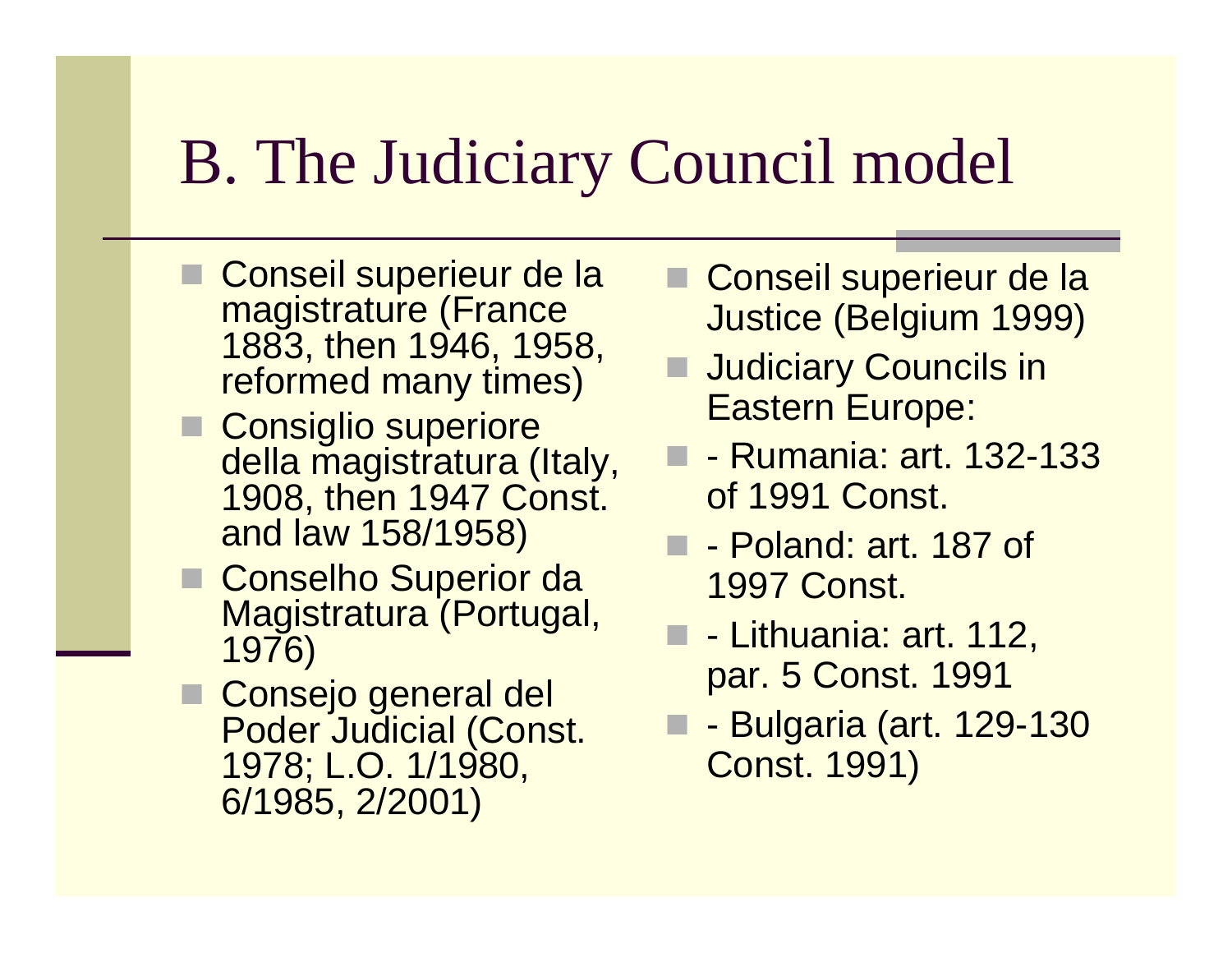# B. The Judiciary Council model

- Conseil superieur de la magistrature (France 1883, then 1946, 1958, reformed many times)
- Consiglio superiore della magistratura (Italy, 1908, then 1947 Const. and law 158/1958)
- Conselho Superior da Magistratura (Portugal, 1976)
- Consejo general del Poder Judicial (Const. 1978; L.O. 1/1980, 6/1985, 2/2001)
- Conseil superieur de la Justice (Belgium 1999)
- Judiciary Councils in Eastern Europe:
- - Rumania: art. 132-133 of 1991 Const.
- - Poland: art. 187 of 1997 Const.
- - Lithuania: art. 112, par. 5 Const. 1991
- - Bulgaria (art. 129-130 Const. 1991)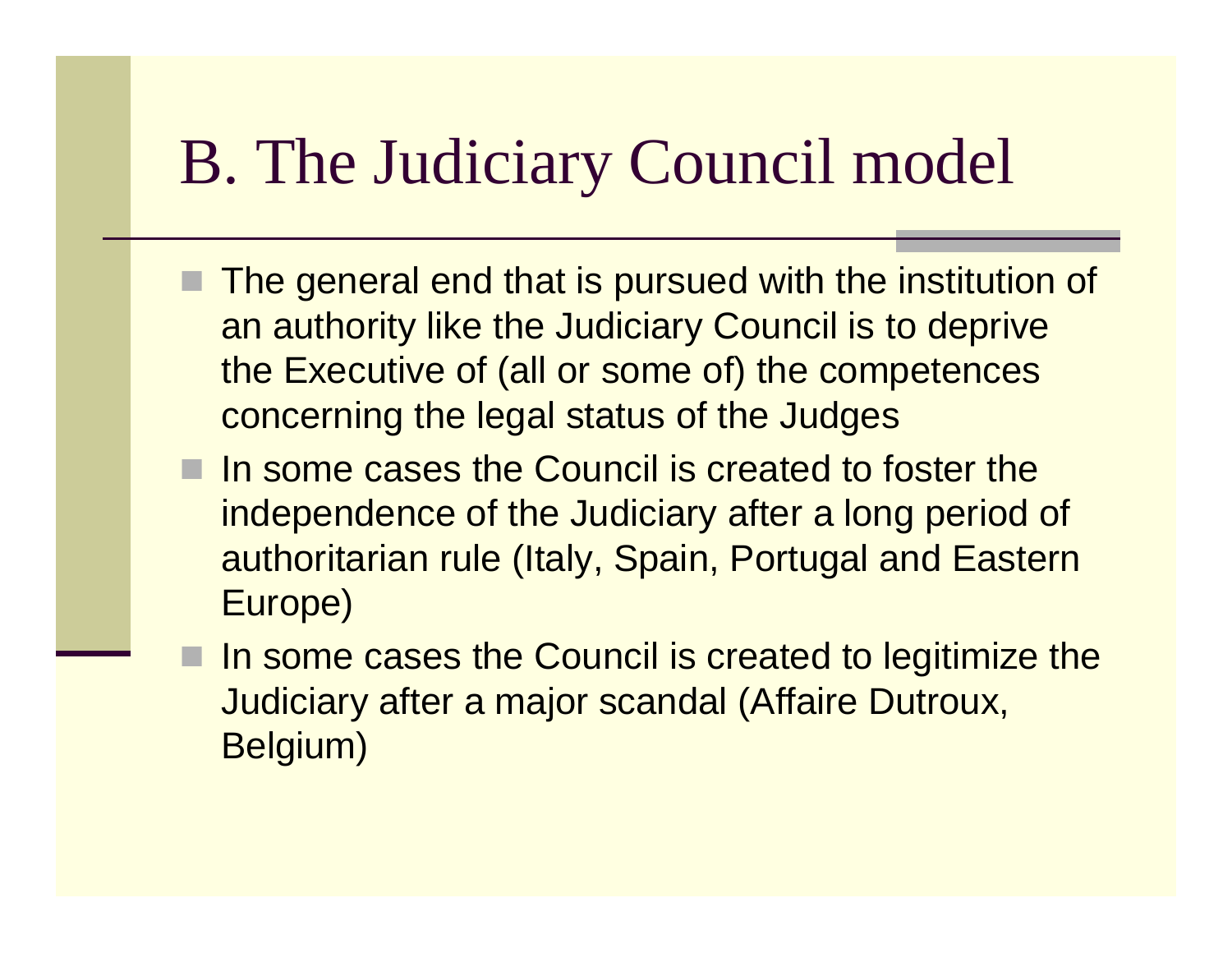# B. The Judiciary Council model

- The general end that is pursued with the institution of an authority like the Judiciary Council is to deprive the Executive of (all or some of) the competences concerning the legal status of the Judges
- In some cases the Council is created to foster the independence of the Judiciary after a long period of authoritarian rule (Italy, Spain, Portugal and Eastern Europe)
- In some cases the Council is created to legitimize the Judiciary after a major scandal (Affaire Dutroux, Belgium)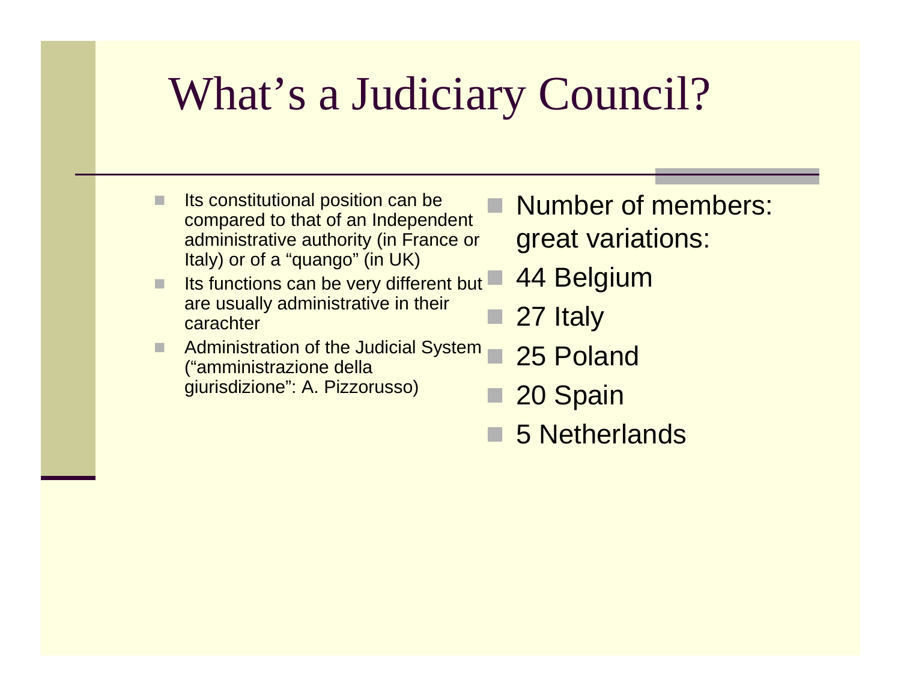# What's a Judiciary Council?

- Its constitutional position can be compared to that of an Independent administrative authority (in France or Italy) or of a "quango" (in UK)
- Its functions can be very different but are usually administrative in their carachter
- Administration of the Judicial System ("amministrazione della giurisdizione": A. Pizzorusso)

- Number of members: great variations:
- 44 Belgium
- 27 Italy
- 25 Poland
- 20 Spain
- 5 Netherlands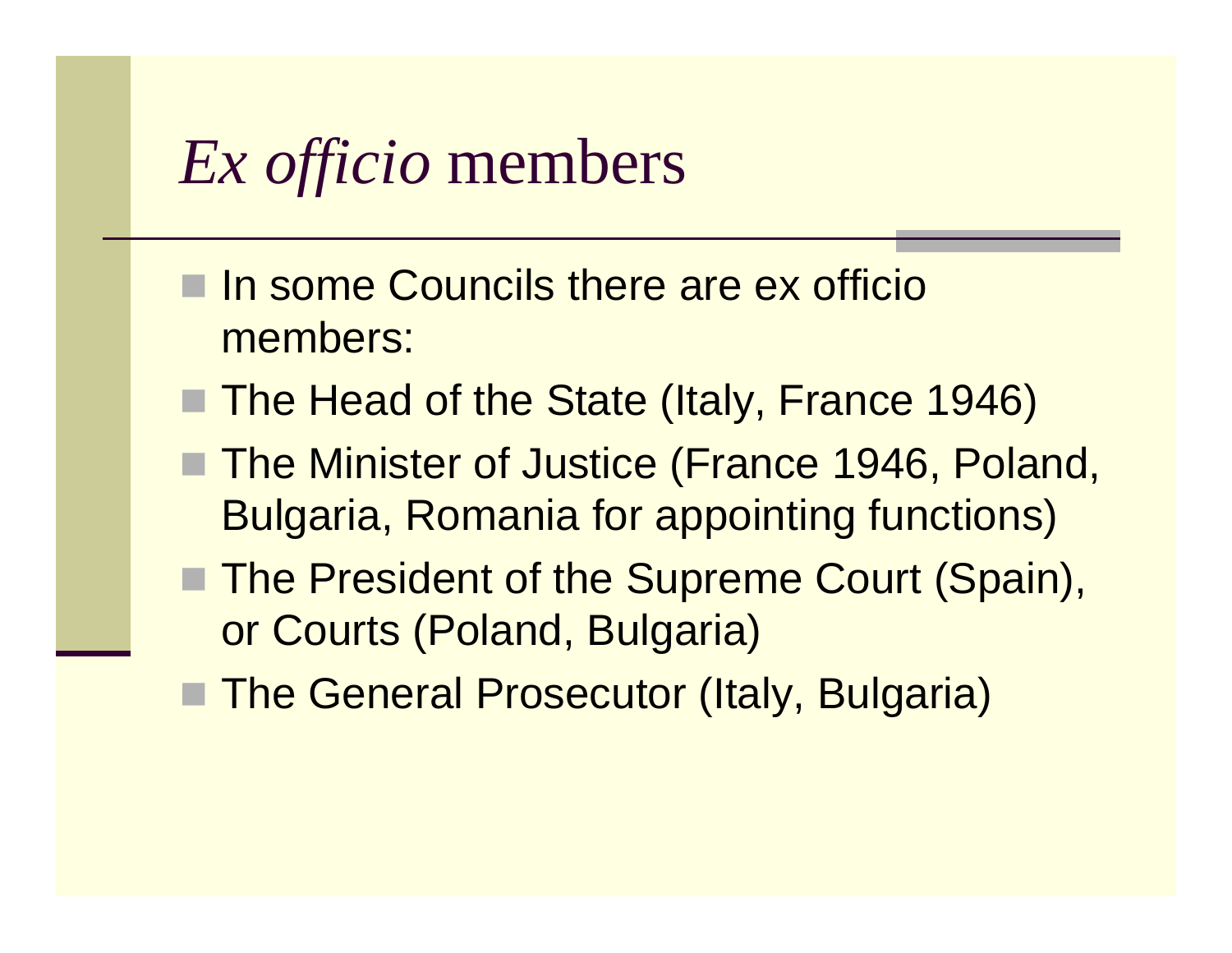# *Ex officio* members

- In some Councils there are ex officio members:
- The Head of the State (Italy, France 1946)
- The Minister of Justice (France 1946, Poland, Bulgaria, Romania for appointing functions)
- The President of the Supreme Court (Spain), or Courts (Poland, Bulgaria)
- The General Prosecutor (Italy, Bulgaria)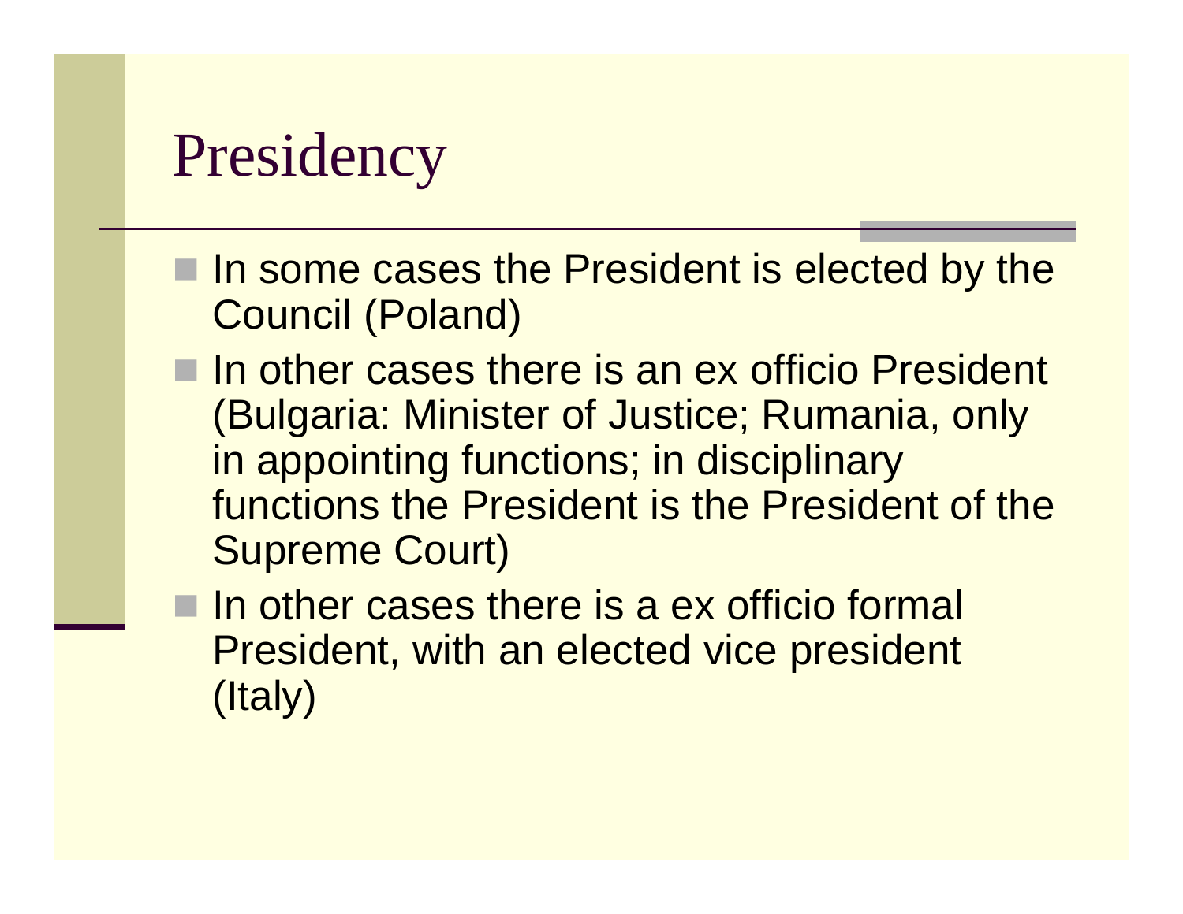# Presidency

- In some cases the President is elected by the Council (Poland)
- In other cases there is an ex officio President (Bulgaria: Minister of Justice; Rumania, only in appointing functions; in disciplinary functions the President is the President of the Supreme Court)
- In other cases there is a ex officio formal President, with an elected vice president (Italy)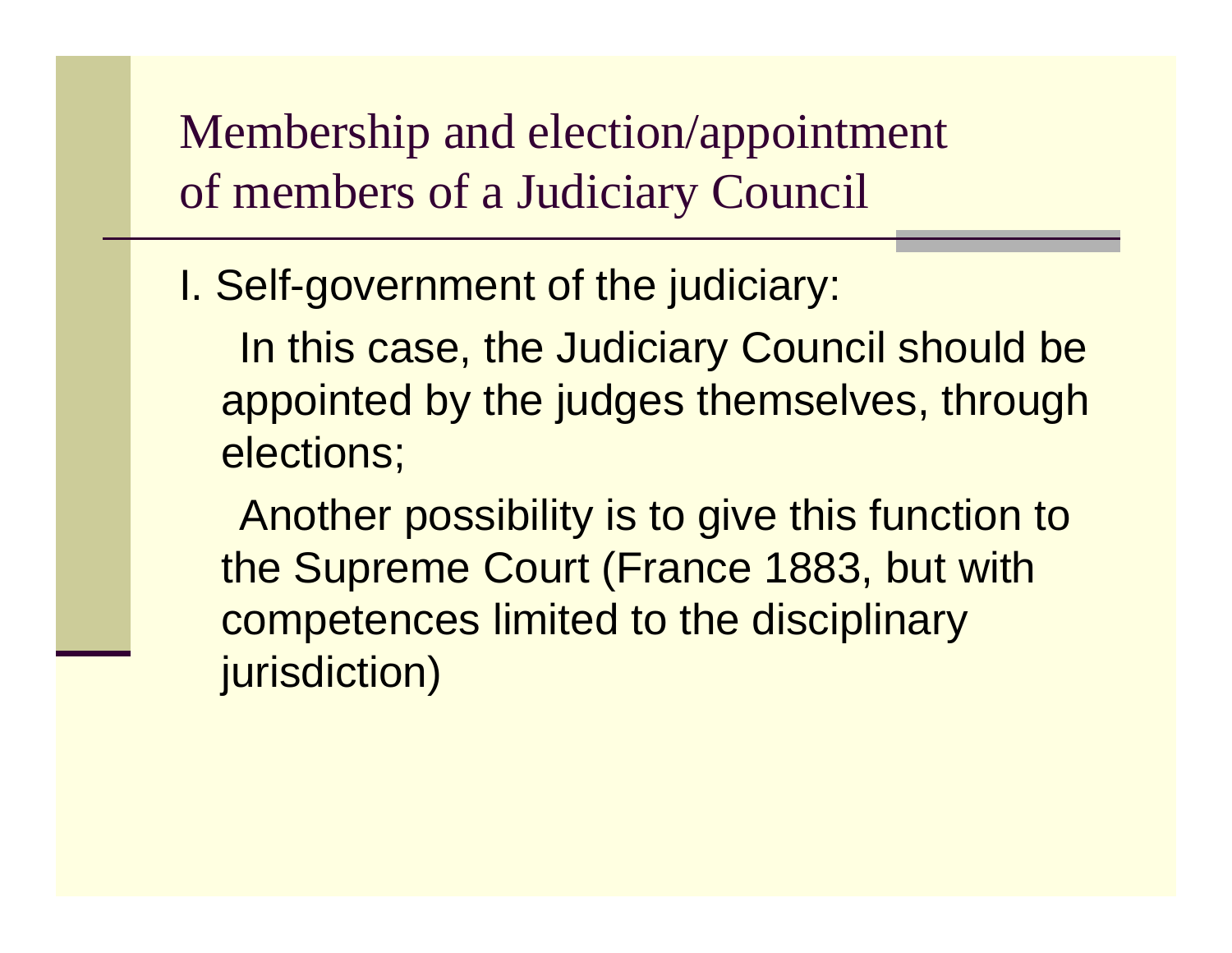# Membership and election/appointment of members of a Judiciary Council

I. Self-government of the judiciary:

- In this case, the Judiciary Council should be appointed by the judges themselves, through elections;
- Another possibility is to give this function to the Supreme Court (France 1883, but with competences limited to the disciplinary jurisdiction)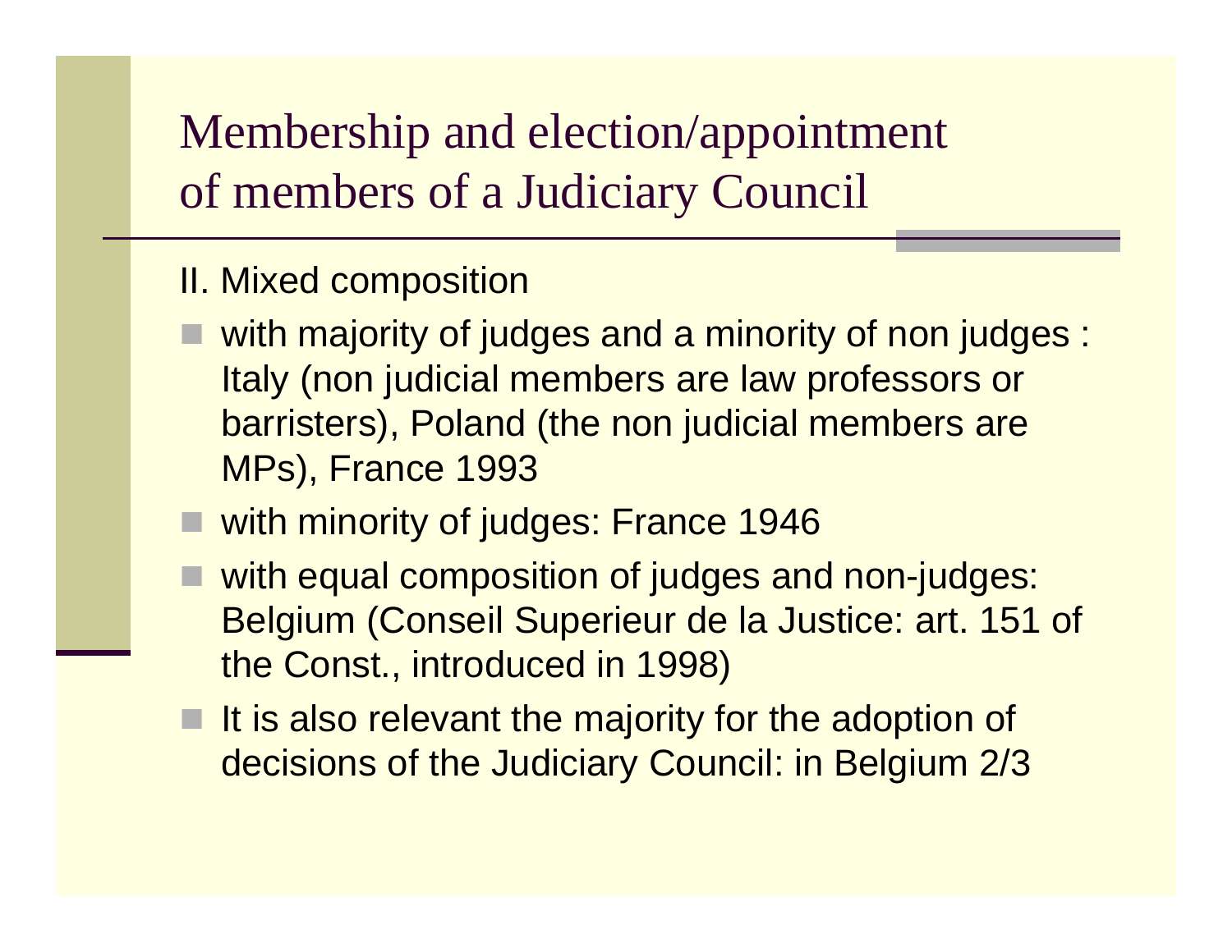# Membership and election/appointment of members of a Judiciary Council

II. Mixed composition

- with majority of judges and a minority of non judges : Italy (non judicial members are law professors or barristers), Poland (the non judicial members are MPs), France 1993
- with minority of judges: France 1946
- with equal composition of judges and non-judges: Belgium (Conseil Superieur de la Justice: art. 151 of the Const., introduced in 1998)
- It is also relevant the majority for the adoption of decisions of the Judiciary Council: in Belgium 2/3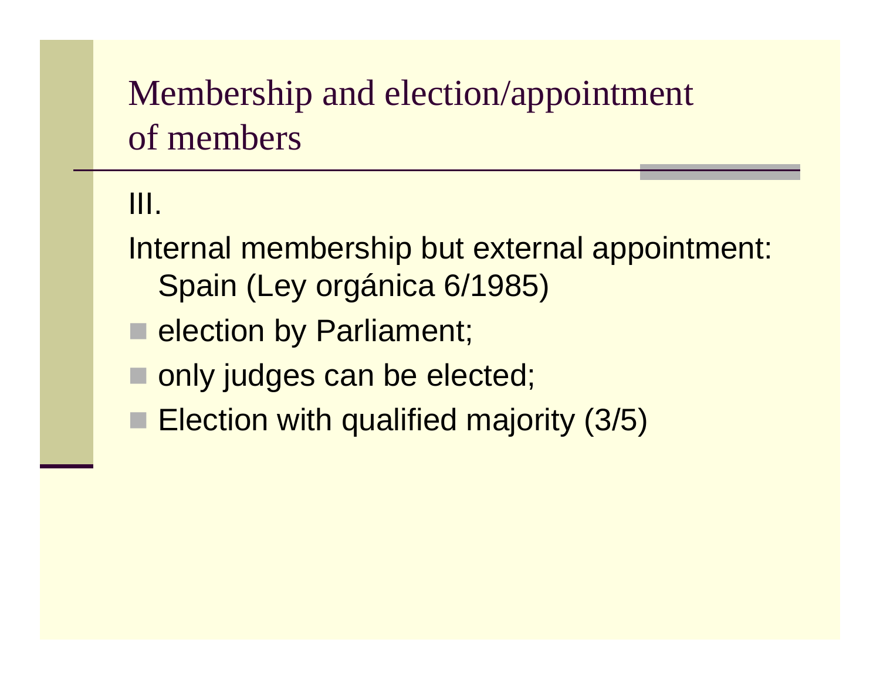# Membership and election/appointment of members

III.

Internal membership but external appointment: Spain (Ley orgánica 6/1985)

- election by Parliament;
- only judges can be elected;
- Election with qualified majority (3/5)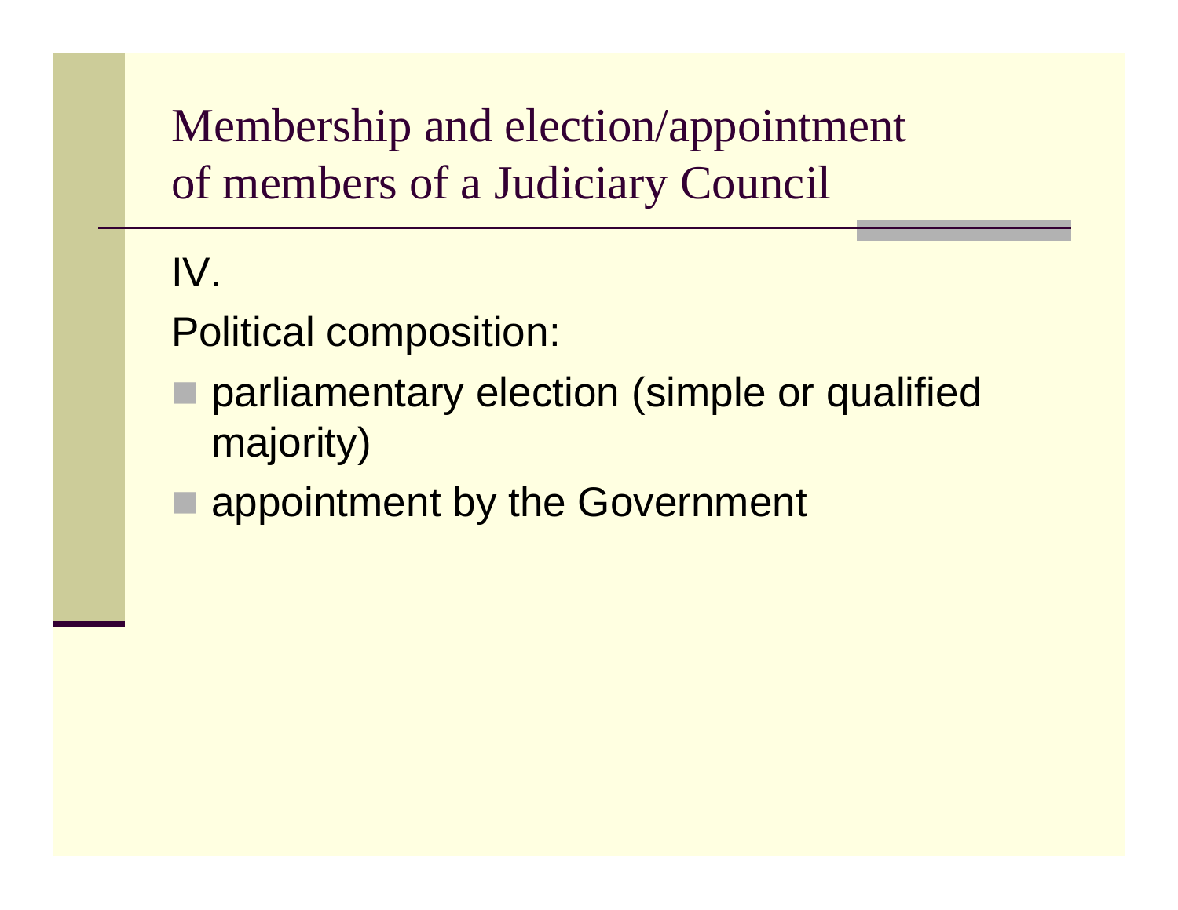# Membership and election/appointment of members of a Judiciary Council

IV.

Political composition:

- parliamentary election (simple or qualified majority)
- appointment by the Government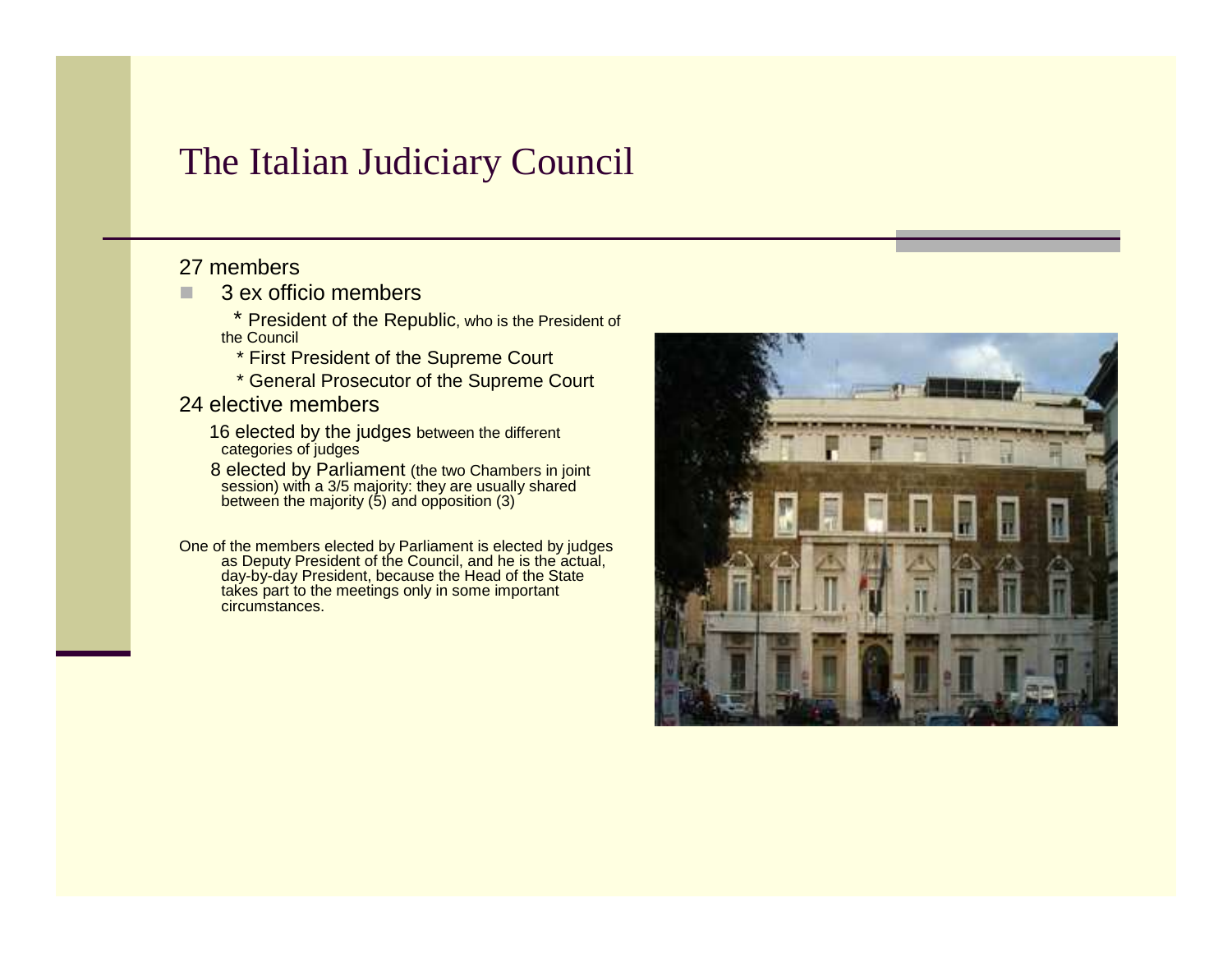# The Italian Judiciary Council

27 members

- 3 ex officio members
  - * President of the Republic, who is the President of the Council
  - * First President of the Supreme Court
  - * General Prosecutor of the Supreme Court

24 elective members

- 16 elected by the judges between the different categories of judges
- 8 elected by Parliament (the two Chambers in joint session) with a 3/5 majority: they are usually shared between the majority (5) and opposition (3)

One of the members elected by Parliament is elected by judges as Deputy President of the Council, and he is the actual, day-by-day President, because the Head of the State takes part to the meetings only in some important circumstances.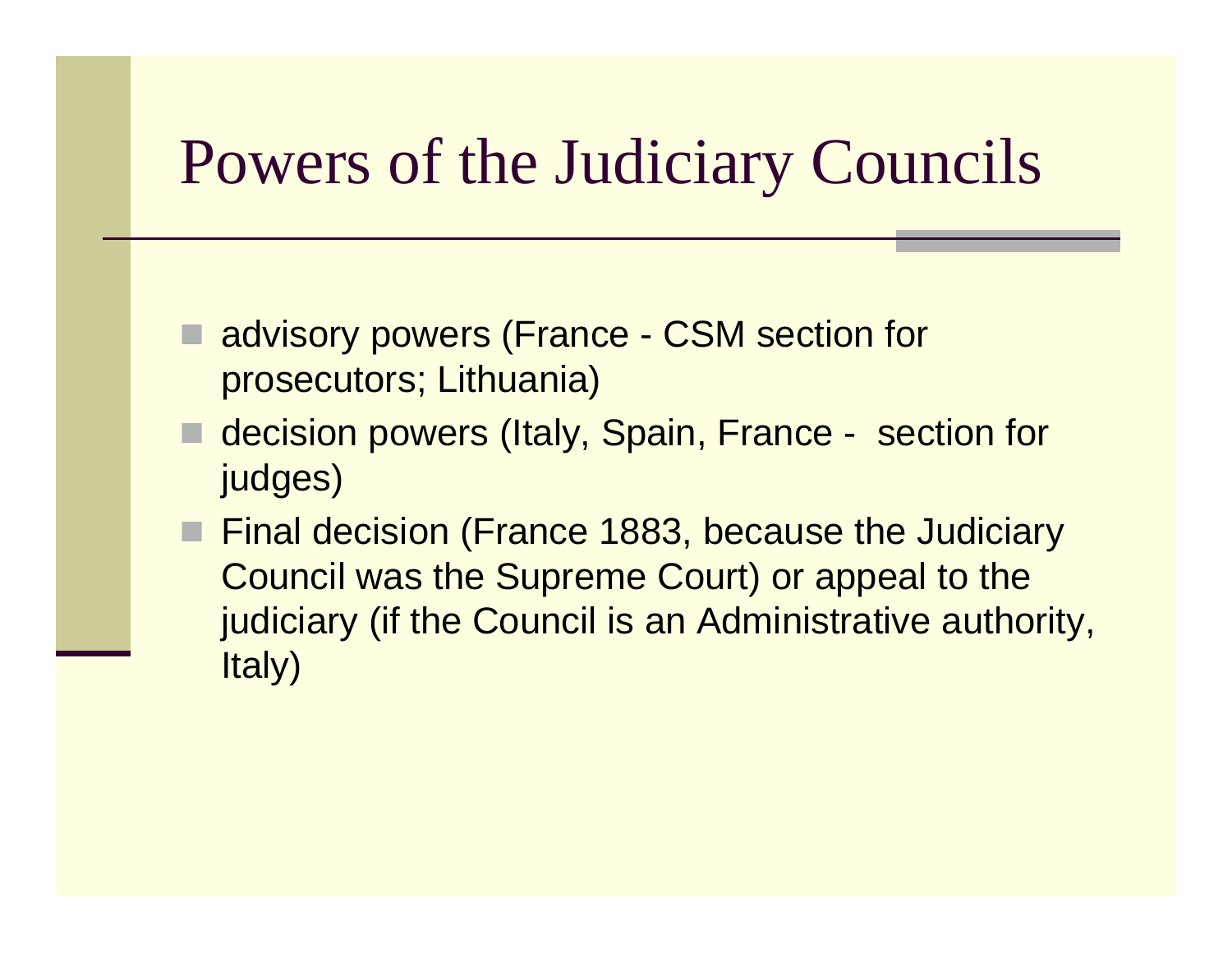# Powers of the Judiciary Councils

- advisory powers (France - CSM section for prosecutors; Lithuania)
- decision powers (Italy, Spain, France - section for judges)
- Final decision (France 1883, because the Judiciary Council was the Supreme Court) or appeal to the judiciary (if the Council is an Administrative authority, Italy)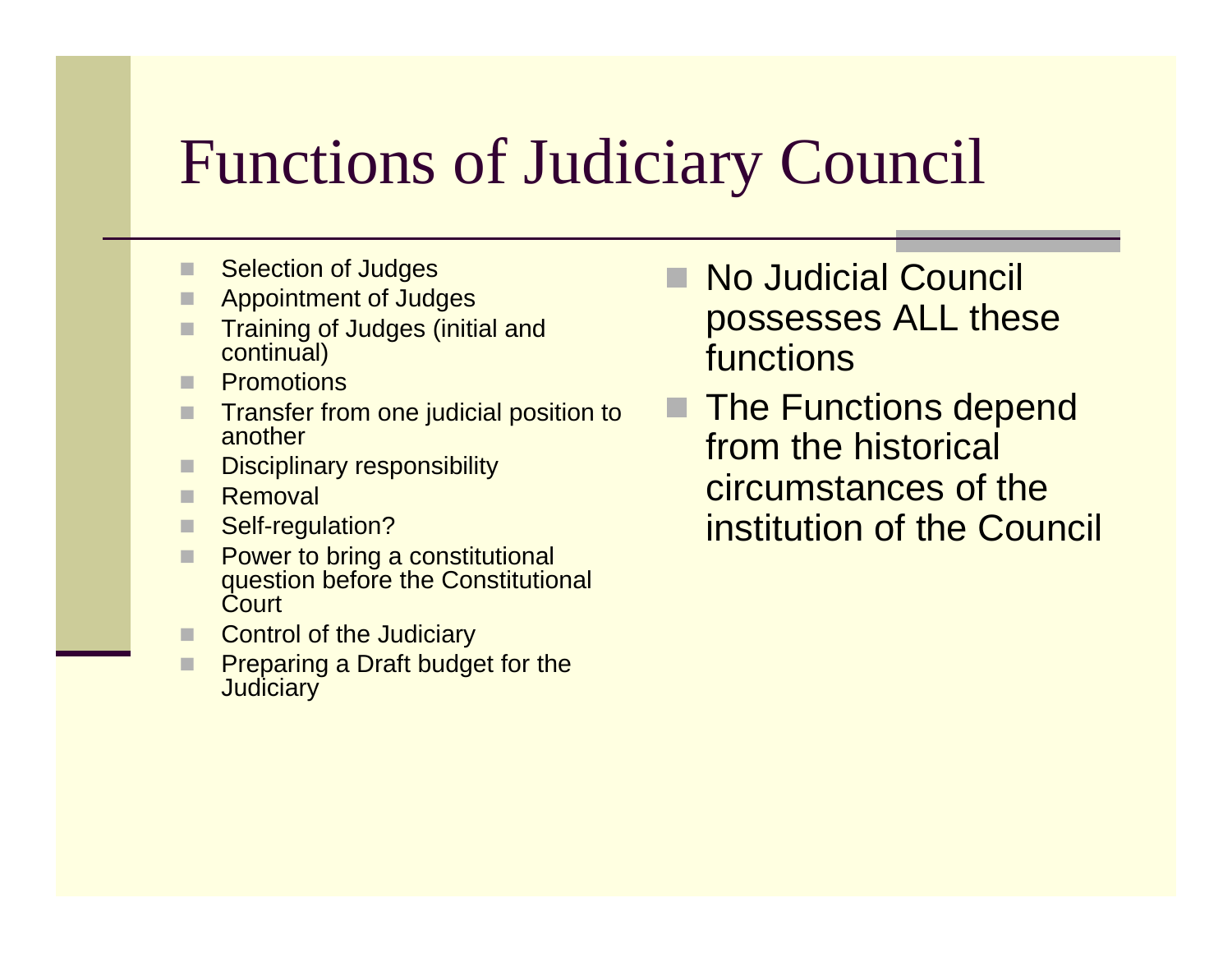# Functions of Judiciary Council

- Selection of Judges
- Appointment of Judges
- Training of Judges (initial and continual)
- Promotions
- Transfer from one judicial position to another
- Disciplinary responsibility
- Removal
- Self-regulation?
- Power to bring a constitutional question before the Constitutional Court
- Control of the Judiciary
- Preparing a Draft budget for the Judiciary

- No Judicial Council possesses ALL these functions
- The Functions depend from the historical circumstances of the institution of the Council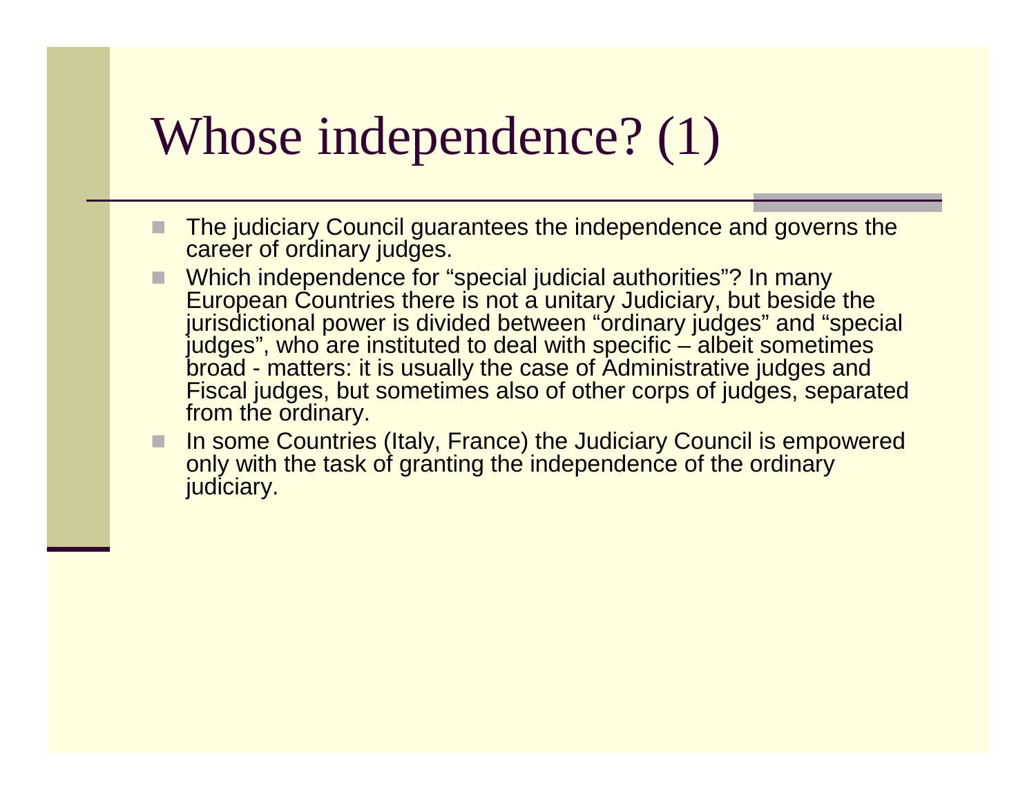# Whose independence? (1)

- The judiciary Council guarantees the independence and governs the career of ordinary judges.
- Which independence for “special judicial authorities”? In many European Countries there is not a unitary Judiciary, but beside the jurisdictional power is divided between “ordinary judges” and “special judges”, who are instituted to deal with specific – albeit sometimes broad - matters: it is usually the case of Administrative judges and Fiscal judges, but sometimes also of other corps of judges, separated from the ordinary.
- In some Countries (Italy, France) the Judiciary Council is empowered only with the task of granting the independence of the ordinary judiciary.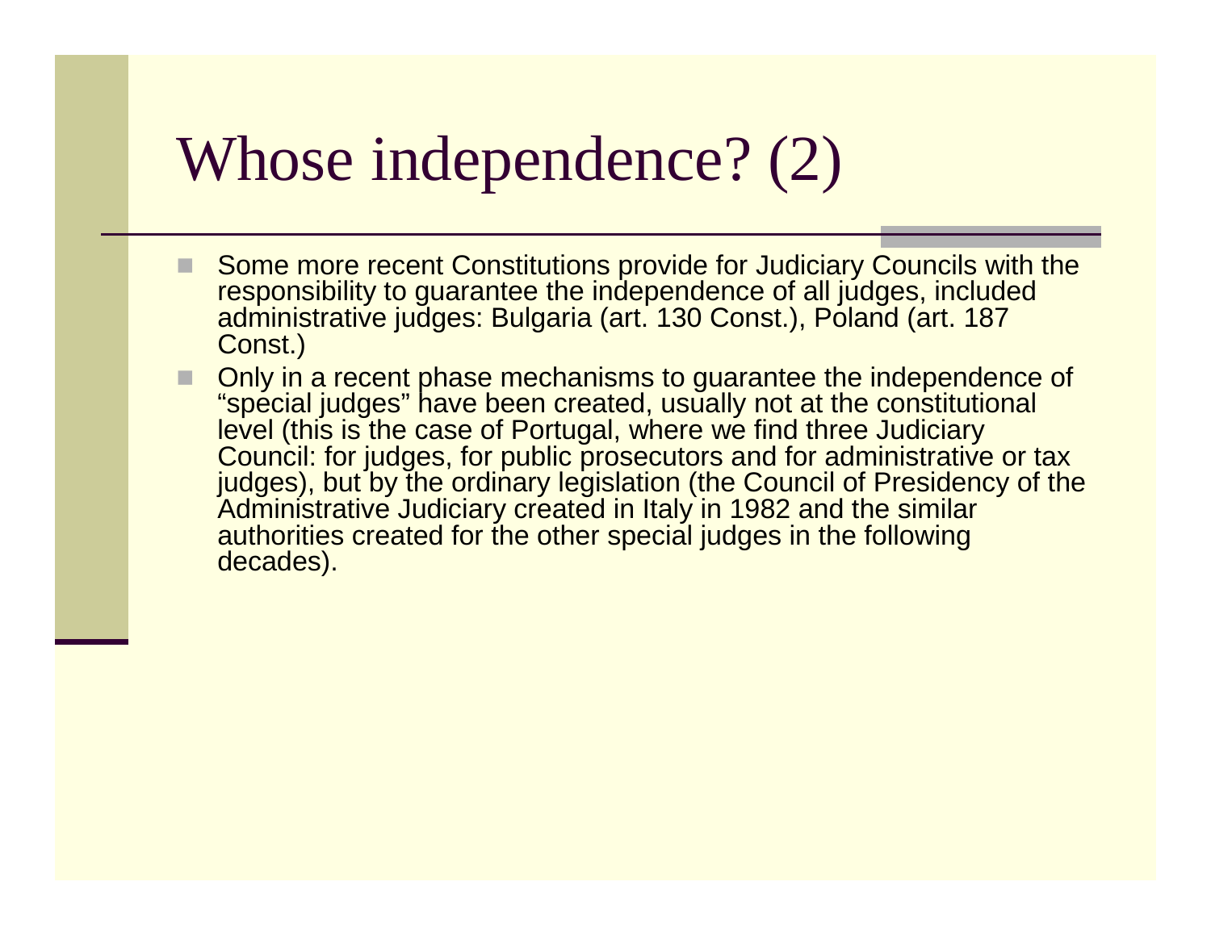# Whose independence? (2)

- Some more recent Constitutions provide for Judiciary Councils with the responsibility to guarantee the independence of all judges, included administrative judges: Bulgaria (art. 130 Const.), Poland (art. 187 Const.)
- Only in a recent phase mechanisms to guarantee the independence of "special judges" have been created, usually not at the constitutional level (this is the case of Portugal, where we find three Judiciary Council: for judges, for public prosecutors and for administrative or tax judges), but by the ordinary legislation (the Council of Presidency of the Administrative Judiciary created in Italy in 1982 and the similar authorities created for the other special judges in the following decades).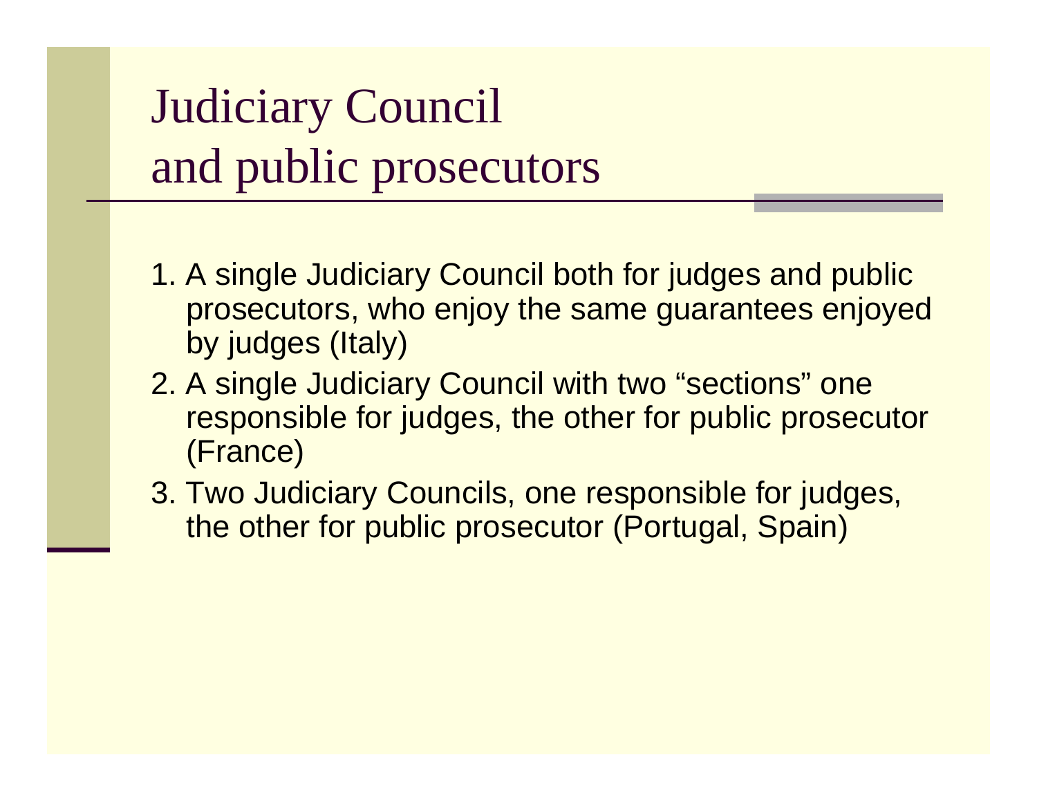# Judiciary Council and public prosecutors

1. A single Judiciary Council both for judges and public prosecutors, who enjoy the same guarantees enjoyed by judges (Italy)
2. A single Judiciary Council with two “sections” one responsible for judges, the other for public prosecutor (France)
3. Two Judiciary Councils, one responsible for judges, the other for public prosecutor (Portugal, Spain)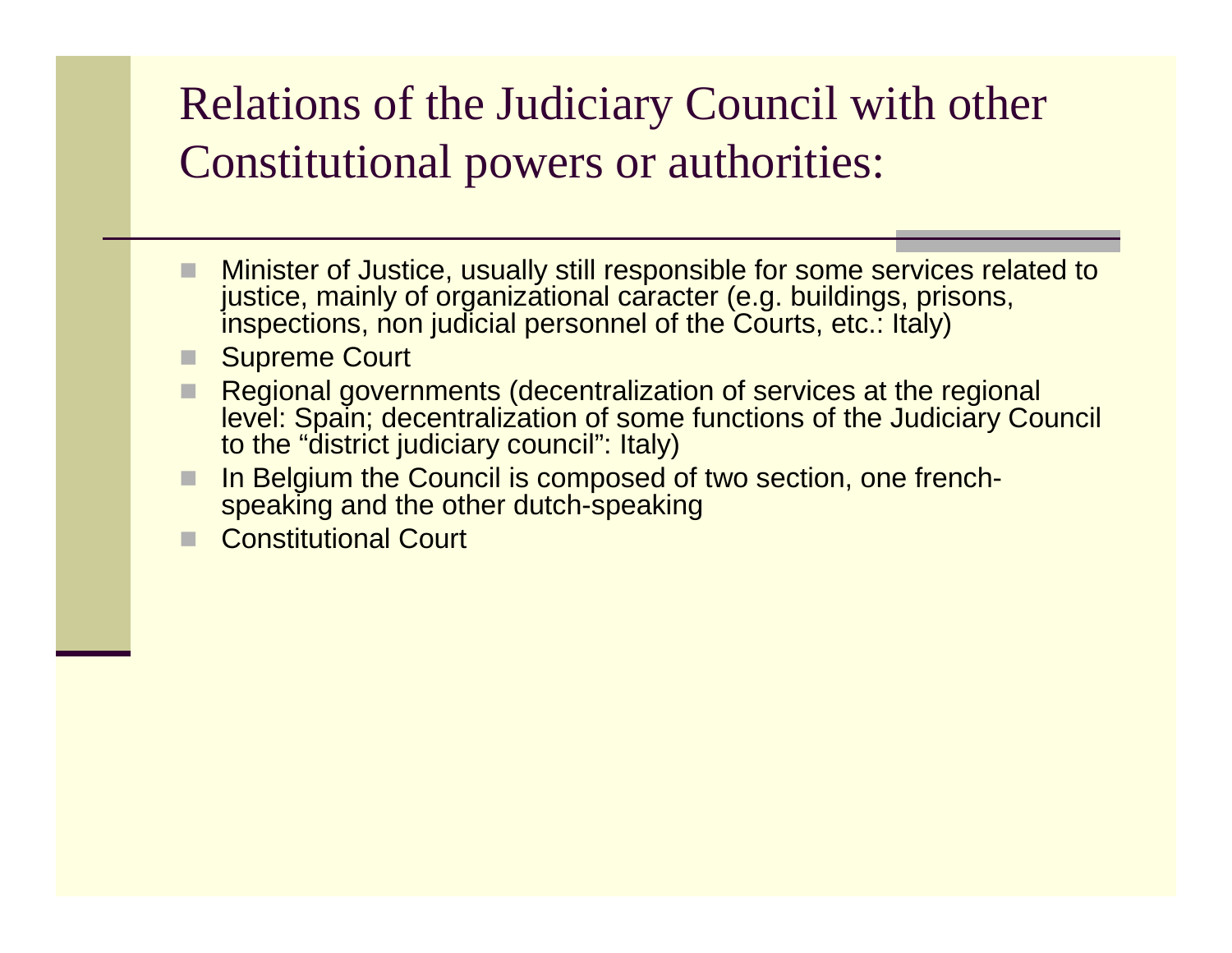# Relations of the Judiciary Council with other Constitutional powers or authorities:

- Minister of Justice, usually still responsible for some services related to justice, mainly of organizational caracter (e.g. buildings, prisons, inspections, non judicial personnel of the Courts, etc.: Italy)
- Supreme Court
- Regional governments (decentralization of services at the regional level: Spain; decentralization of some functions of the Judiciary Council to the “district judiciary council”: Italy)
- In Belgium the Council is composed of two section, one french-speaking and the other dutch-speaking
- Constitutional Court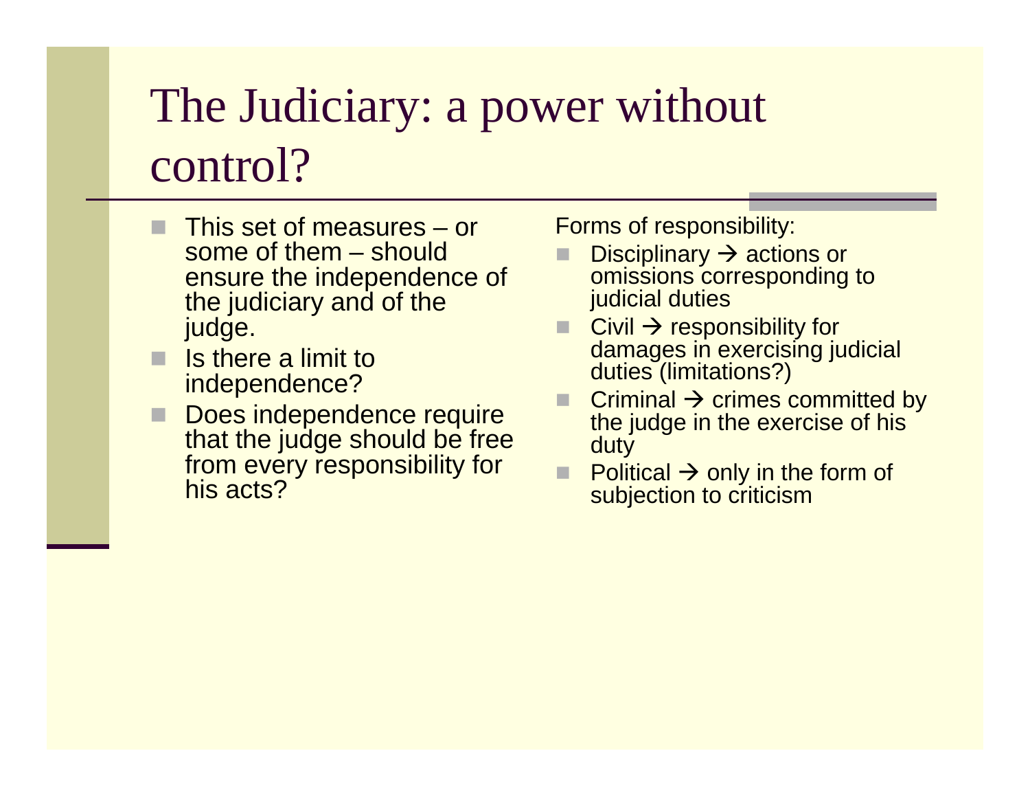# The Judiciary: a power without control?

- This set of measures – or some of them – should ensure the independence of the judiciary and of the judge.
- Is there a limit to independence?
- Does independence require that the judge should be free from every responsibility for his acts?

Forms of responsibility:

- Disciplinary → actions or omissions corresponding to judicial duties
- Civil → responsibility for damages in exercising judicial duties (limitations?)
- Criminal → crimes committed by the judge in the exercise of his duty
- Political → only in the form of subjection to criticism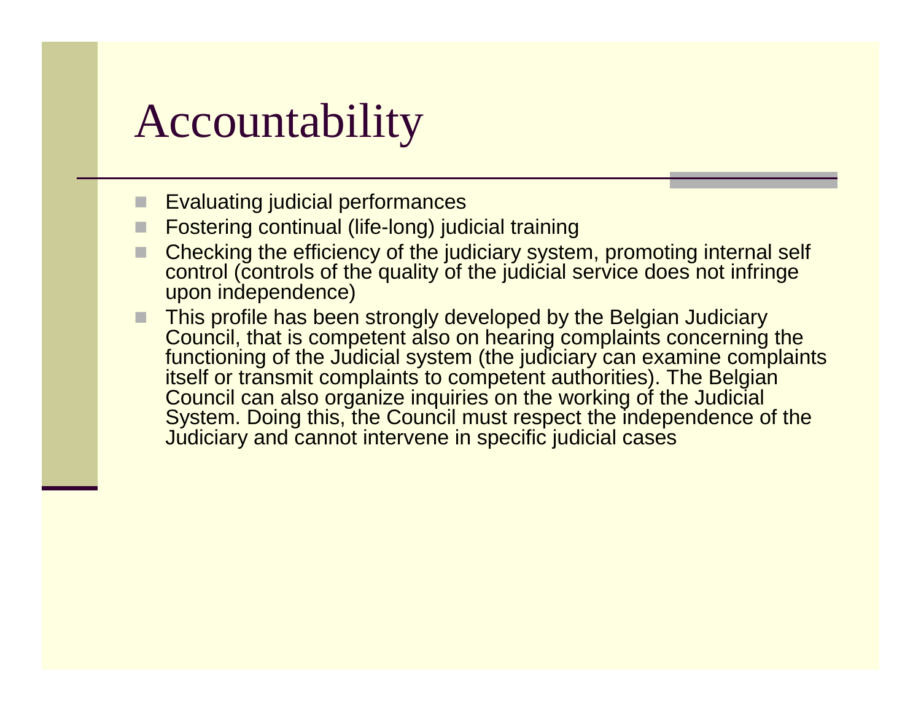# Accountability

- Evaluating judicial performances
- Fostering continual (life-long) judicial training
- Checking the efficiency of the judiciary system, promoting internal self control (controls of the quality of the judicial service does not infringe upon independence)
- This profile has been strongly developed by the Belgian Judiciary Council, that is competent also on hearing complaints concerning the functioning of the Judicial system (the judiciary can examine complaints itself or transmit complaints to competent authorities). The Belgian Council can also organize inquiries on the working of the Judicial System. Doing this, the Council must respect the independence of the Judiciary and cannot intervene in specific judicial cases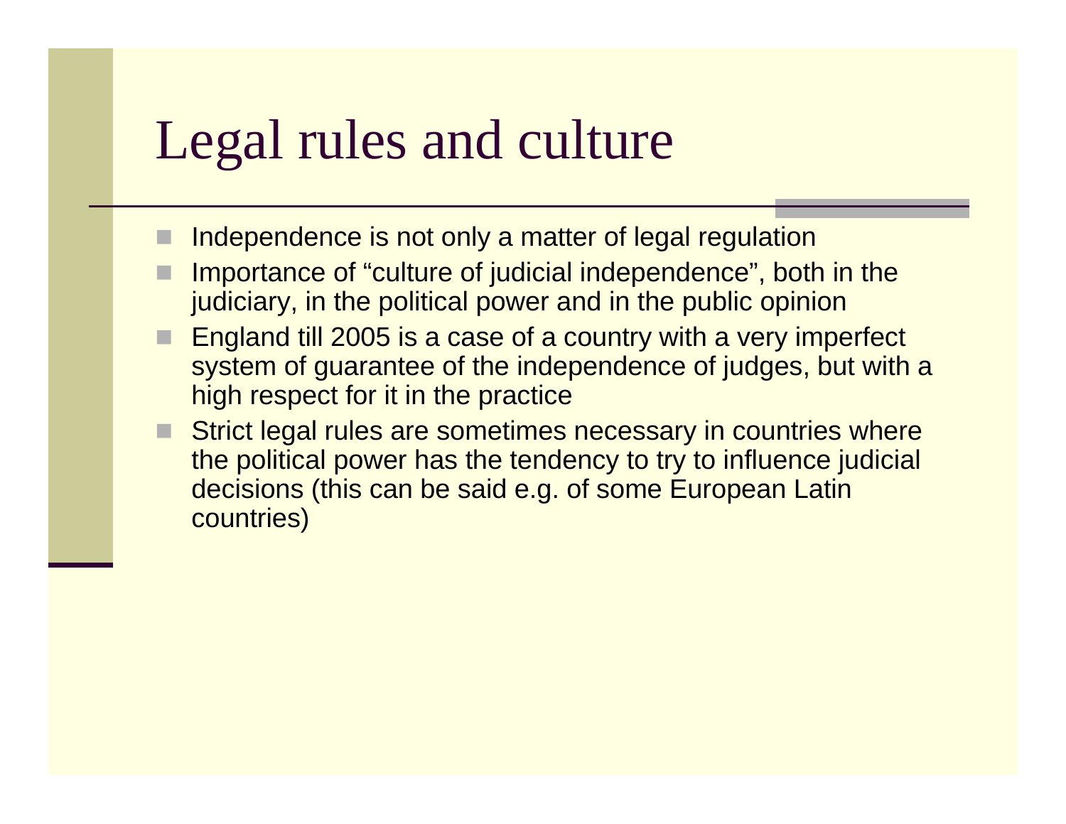# Legal rules and culture

- Independence is not only a matter of legal regulation
- Importance of "culture of judicial independence", both in the judiciary, in the political power and in the public opinion
- England till 2005 is a case of a country with a very imperfect system of guarantee of the independence of judges, but with a high respect for it in the practice
- Strict legal rules are sometimes necessary in countries where the political power has the tendency to try to influence judicial decisions (this can be said e.g. of some European Latin countries)